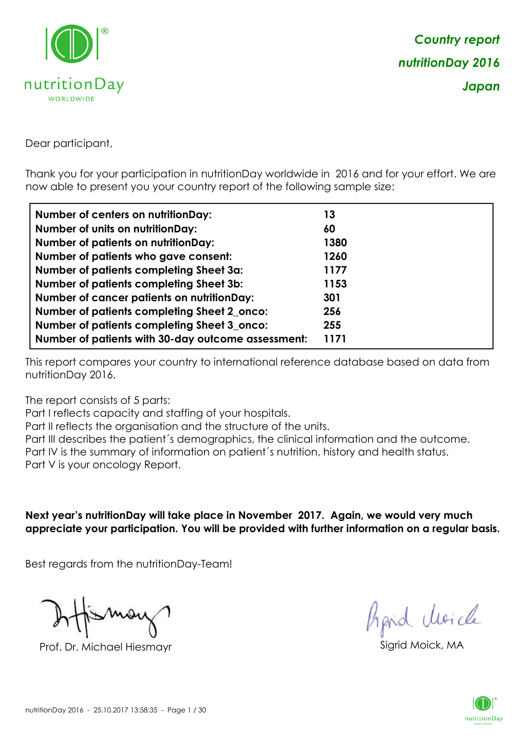***Country report***

***nutritionDay 2016***

***Japan***

Dear participant,

Thank you for your participation in nutritionDay worldwide in 2016 and for your effort. We are now able to present you your country report of the following sample size:

| | |
|---|---|
| **Number of centers on nutritionDay:** | **13** |
| **Number of units on nutritionDay:** | **60** |
| **Number of patients on nutritionDay:** | **1380** |
| **Number of patients who gave consent:** | **1260** |
| **Number of patients completing Sheet 3a:** | **1177** |
| **Number of patients completing Sheet 3b:** | **1153** |
| **Number of cancer patients on nutritionDay:** | **301** |
| **Number of patients completing Sheet 2_onco:** | **256** |
| **Number of patients completing Sheet 3_onco:** | **255** |
| **Number of patients with 30-day outcome assessment:** | **1171** |

This report compares your country to international reference database based on data from nutritionDay 2016.

The report consists of 5 parts:
Part I reflects capacity and staffing of your hospitals.
Part II reflects the organisation and the structure of the units.
Part III describes the patient´s demographics, the clinical information and the outcome.
Part IV is the summary of information on patient´s nutrition, history and health status.
Part V is your oncology Report.

**Next year's nutritionDay will take place in November 2017. Again, we would very much appreciate your participation. You will be provided with further information on a regular basis.**

Best regards from the nutritionDay-Team!

Prof. Dr. Michael Hiesmayr

Sigrid Moick, MA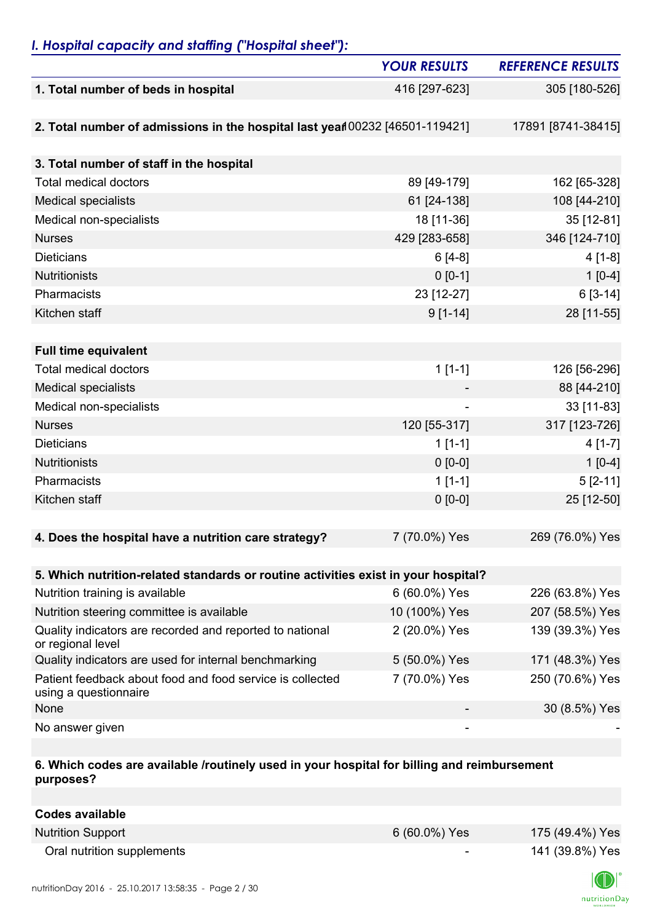## *I. Hospital capacity and staffing ("Hospital sheet"):*

| | YOUR RESULTS | REFERENCE RESULTS |
|---|---|---|
| **1. Total number of beds in hospital** | 416 [297-623] | 305 [180-526] |
| **2. Total number of admissions in the hospital last year** | 100232 [46501-119421] | 17891 [8741-38415] |
| **3. Total number of staff in the hospital** | | |
| Total medical doctors | 89 [49-179] | 162 [65-328] |
| Medical specialists | 61 [24-138] | 108 [44-210] |
| Medical non-specialists | 18 [11-36] | 35 [12-81] |
| Nurses | 429 [283-658] | 346 [124-710] |
| Dieticians | 6 [4-8] | 4 [1-8] |
| Nutritionists | 0 [0-1] | 1 [0-4] |
| Pharmacists | 23 [12-27] | 6 [3-14] |
| Kitchen staff | 9 [1-14] | 28 [11-55] |
| **Full time equivalent** | | |
| Total medical doctors | 1 [1-1] | 126 [56-296] |
| Medical specialists | - | 88 [44-210] |
| Medical non-specialists | - | 33 [11-83] |
| Nurses | 120 [55-317] | 317 [123-726] |
| Dieticians | 1 [1-1] | 4 [1-7] |
| Nutritionists | 0 [0-0] | 1 [0-4] |
| Pharmacists | 1 [1-1] | 5 [2-11] |
| Kitchen staff | 0 [0-0] | 25 [12-50] |
| **4. Does the hospital have a nutrition care strategy?** | 7 (70.0%) Yes | 269 (76.0%) Yes |
| **5. Which nutrition-related standards or routine activities exist in your hospital?** | | |
| Nutrition training is available | 6 (60.0%) Yes | 226 (63.8%) Yes |
| Nutrition steering committee is available | 10 (100%) Yes | 207 (58.5%) Yes |
| Quality indicators are recorded and reported to national or regional level | 2 (20.0%) Yes | 139 (39.3%) Yes |
| Quality indicators are used for internal benchmarking | 5 (50.0%) Yes | 171 (48.3%) Yes |
| Patient feedback about food and food service is collected using a questionnaire | 7 (70.0%) Yes | 250 (70.6%) Yes |
| None | - | 30 (8.5%) Yes |
| No answer given | - | - |
| **6. Which codes are available /routinely used in your hospital for billing and reimbursement purposes?** | | |
| **Codes available** | | |
| Nutrition Support | 6 (60.0%) Yes | 175 (49.4%) Yes |
| Oral nutrition supplements | - | 141 (39.8%) Yes |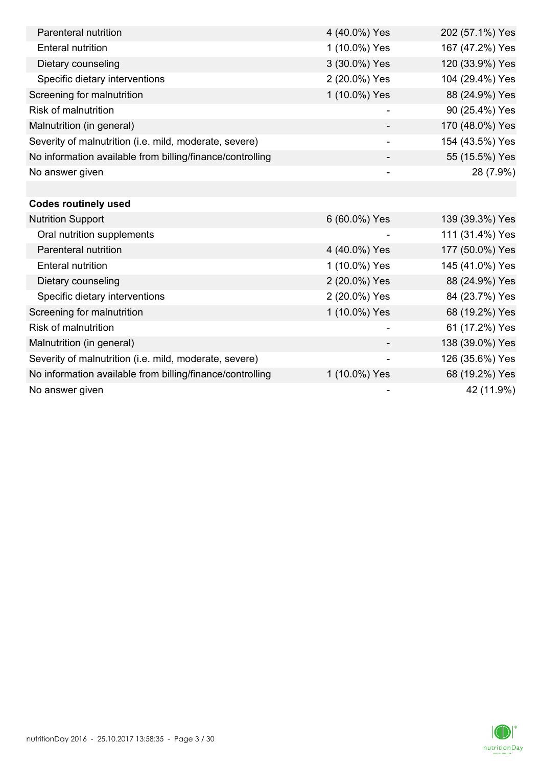| | | |
|---|---|---|
| Parenteral nutrition | 4 (40.0%) Yes | 202 (57.1%) Yes |
| Enteral nutrition | 1 (10.0%) Yes | 167 (47.2%) Yes |
| Dietary counseling | 3 (30.0%) Yes | 120 (33.9%) Yes |
| Specific dietary interventions | 2 (20.0%) Yes | 104 (29.4%) Yes |
| Screening for malnutrition | 1 (10.0%) Yes | 88 (24.9%) Yes |
| Risk of malnutrition | - | 90 (25.4%) Yes |
| Malnutrition (in general) | - | 170 (48.0%) Yes |
| Severity of malnutrition (i.e. mild, moderate, severe) | - | 154 (43.5%) Yes |
| No information available from billing/finance/controlling | - | 55 (15.5%) Yes |
| No answer given | - | 28 (7.9%) |
| | | |
| **Codes routinely used** | | |
| Nutrition Support | 6 (60.0%) Yes | 139 (39.3%) Yes |
| Oral nutrition supplements | - | 111 (31.4%) Yes |
| Parenteral nutrition | 4 (40.0%) Yes | 177 (50.0%) Yes |
| Enteral nutrition | 1 (10.0%) Yes | 145 (41.0%) Yes |
| Dietary counseling | 2 (20.0%) Yes | 88 (24.9%) Yes |
| Specific dietary interventions | 2 (20.0%) Yes | 84 (23.7%) Yes |
| Screening for malnutrition | 1 (10.0%) Yes | 68 (19.2%) Yes |
| Risk of malnutrition | - | 61 (17.2%) Yes |
| Malnutrition (in general) | - | 138 (39.0%) Yes |
| Severity of malnutrition (i.e. mild, moderate, severe) | - | 126 (35.6%) Yes |
| No information available from billing/finance/controlling | 1 (10.0%) Yes | 68 (19.2%) Yes |
| No answer given | - | 42 (11.9%) |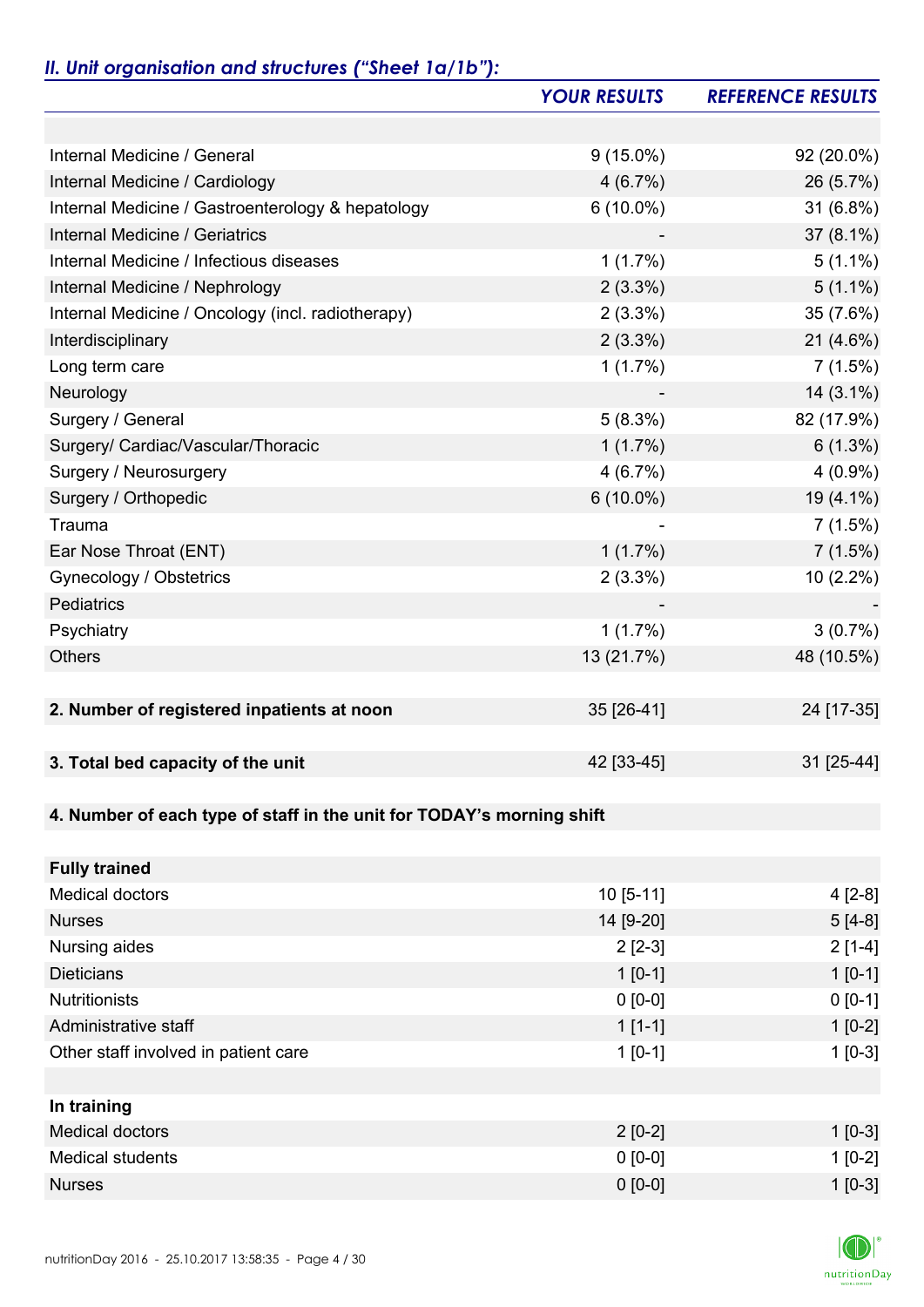## *II. Unit organisation and structures ("Sheet 1a/1b"):*

| | *YOUR RESULTS* | *REFERENCE RESULTS* |
|---|---|---|
| | | |
| Internal Medicine / General | 9 (15.0%) | 92 (20.0%) |
| Internal Medicine / Cardiology | 4 (6.7%) | 26 (5.7%) |
| Internal Medicine / Gastroenterology & hepatology | 6 (10.0%) | 31 (6.8%) |
| Internal Medicine / Geriatrics | - | 37 (8.1%) |
| Internal Medicine / Infectious diseases | 1 (1.7%) | 5 (1.1%) |
| Internal Medicine / Nephrology | 2 (3.3%) | 5 (1.1%) |
| Internal Medicine / Oncology (incl. radiotherapy) | 2 (3.3%) | 35 (7.6%) |
| Interdisciplinary | 2 (3.3%) | 21 (4.6%) |
| Long term care | 1 (1.7%) | 7 (1.5%) |
| Neurology | - | 14 (3.1%) |
| Surgery / General | 5 (8.3%) | 82 (17.9%) |
| Surgery/ Cardiac/Vascular/Thoracic | 1 (1.7%) | 6 (1.3%) |
| Surgery / Neurosurgery | 4 (6.7%) | 4 (0.9%) |
| Surgery / Orthopedic | 6 (10.0%) | 19 (4.1%) |
| Trauma | - | 7 (1.5%) |
| Ear Nose Throat (ENT) | 1 (1.7%) | 7 (1.5%) |
| Gynecology / Obstetrics | 2 (3.3%) | 10 (2.2%) |
| Pediatrics | - | - |
| Psychiatry | 1 (1.7%) | 3 (0.7%) |
| Others | 13 (21.7%) | 48 (10.5%) |
| | | |
| **2. Number of registered inpatients at noon** | 35 [26-41] | 24 [17-35] |
| | | |
| **3. Total bed capacity of the unit** | 42 [33-45] | 31 [25-44] |
| | | |
| **4. Number of each type of staff in the unit for TODAY's morning shift** | | |
| | | |
| **Fully trained** | | |
| Medical doctors | 10 [5-11] | 4 [2-8] |
| Nurses | 14 [9-20] | 5 [4-8] |
| Nursing aides | 2 [2-3] | 2 [1-4] |
| Dieticians | 1 [0-1] | 1 [0-1] |
| Nutritionists | 0 [0-0] | 0 [0-1] |
| Administrative staff | 1 [1-1] | 1 [0-2] |
| Other staff involved in patient care | 1 [0-1] | 1 [0-3] |
| | | |
| **In training** | | |
| Medical doctors | 2 [0-2] | 1 [0-3] |
| Medical students | 0 [0-0] | 1 [0-2] |
| Nurses | 0 [0-0] | 1 [0-3] |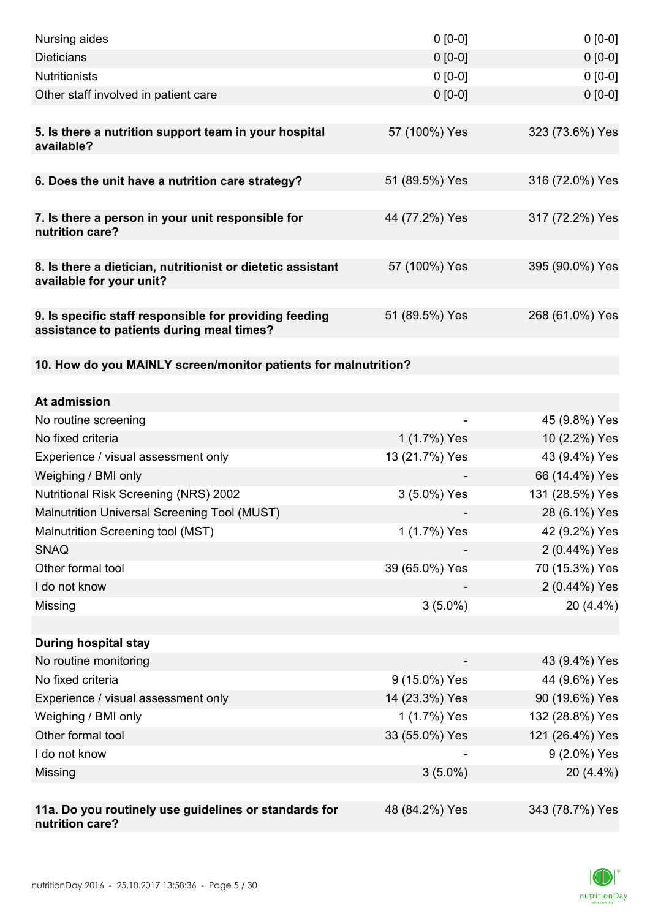| | | |
|---|---|---|
| Nursing aides | 0 [0-0] | 0 [0-0] |
| Dieticians | 0 [0-0] | 0 [0-0] |
| Nutritionists | 0 [0-0] | 0 [0-0] |
| Other staff involved in patient care | 0 [0-0] | 0 [0-0] |
| | | |
| **5. Is there a nutrition support team in your hospital available?** | 57 (100%) Yes | 323 (73.6%) Yes |
| | | |
| **6. Does the unit have a nutrition care strategy?** | 51 (89.5%) Yes | 316 (72.0%) Yes |
| | | |
| **7. Is there a person in your unit responsible for nutrition care?** | 44 (77.2%) Yes | 317 (72.2%) Yes |
| | | |
| **8. Is there a dietician, nutritionist or dietetic assistant available for your unit?** | 57 (100%) Yes | 395 (90.0%) Yes |
| | | |
| **9. Is specific staff responsible for providing feeding assistance to patients during meal times?** | 51 (89.5%) Yes | 268 (61.0%) Yes |
| | | |
| **10. How do you MAINLY screen/monitor patients for malnutrition?** | | |
| | | |
| **At admission** | | |
| No routine screening | - | 45 (9.8%) Yes |
| No fixed criteria | 1 (1.7%) Yes | 10 (2.2%) Yes |
| Experience / visual assessment only | 13 (21.7%) Yes | 43 (9.4%) Yes |
| Weighing / BMI only | - | 66 (14.4%) Yes |
| Nutritional Risk Screening (NRS) 2002 | 3 (5.0%) Yes | 131 (28.5%) Yes |
| Malnutrition Universal Screening Tool (MUST) | - | 28 (6.1%) Yes |
| Malnutrition Screening tool (MST) | 1 (1.7%) Yes | 42 (9.2%) Yes |
| SNAQ | - | 2 (0.44%) Yes |
| Other formal tool | 39 (65.0%) Yes | 70 (15.3%) Yes |
| I do not know | - | 2 (0.44%) Yes |
| Missing | 3 (5.0%) | 20 (4.4%) |
| | | |
| **During hospital stay** | | |
| No routine monitoring | - | 43 (9.4%) Yes |
| No fixed criteria | 9 (15.0%) Yes | 44 (9.6%) Yes |
| Experience / visual assessment only | 14 (23.3%) Yes | 90 (19.6%) Yes |
| Weighing / BMI only | 1 (1.7%) Yes | 132 (28.8%) Yes |
| Other formal tool | 33 (55.0%) Yes | 121 (26.4%) Yes |
| I do not know | - | 9 (2.0%) Yes |
| Missing | 3 (5.0%) | 20 (4.4%) |
| | | |
| **11a. Do you routinely use guidelines or standards for nutrition care?** | 48 (84.2%) Yes | 343 (78.7%) Yes |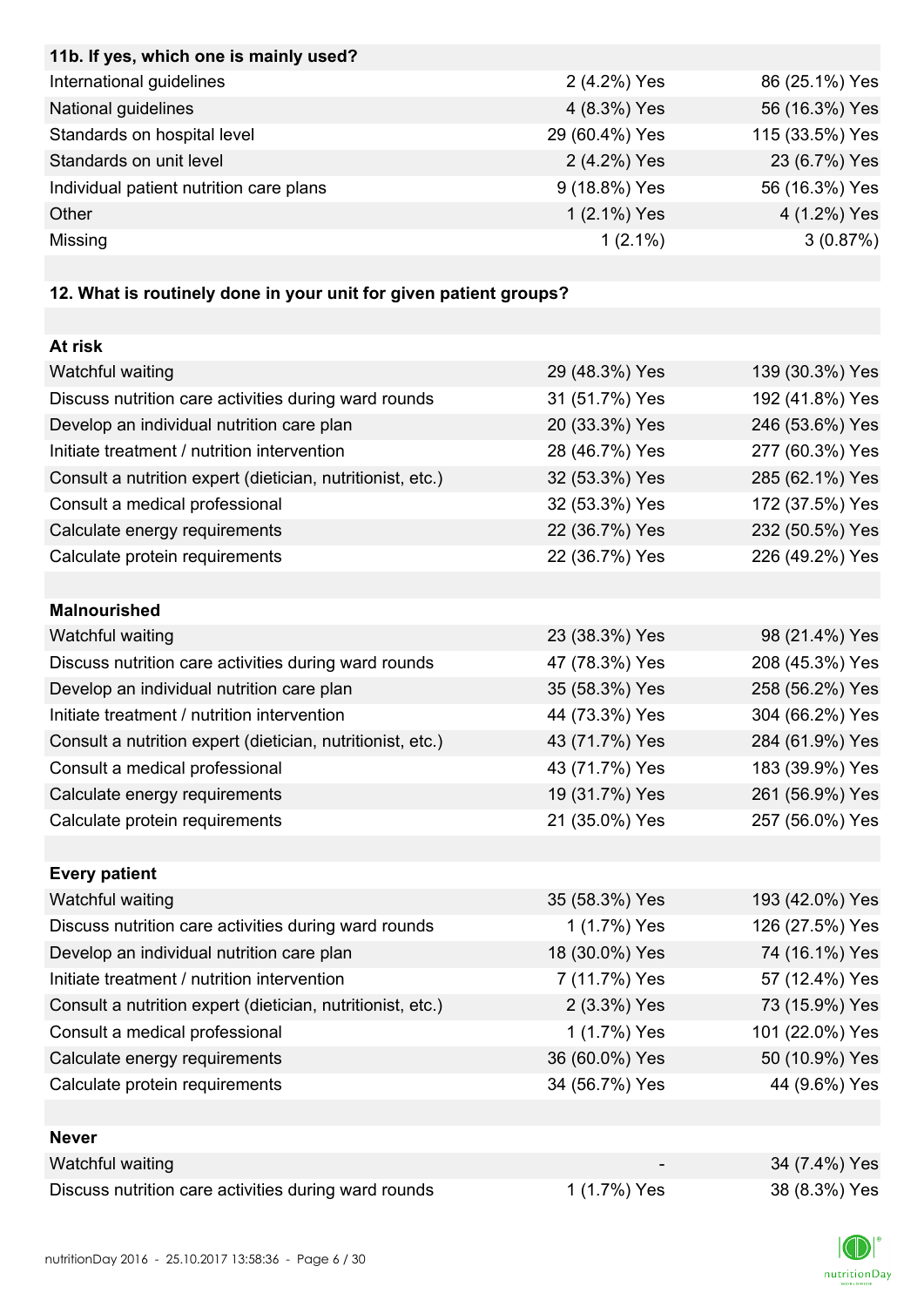| **11b. If yes, which one is mainly used?** | | |
|---|---|---|
| International guidelines | 2 (4.2%) Yes | 86 (25.1%) Yes |
| National guidelines | 4 (8.3%) Yes | 56 (16.3%) Yes |
| Standards on hospital level | 29 (60.4%) Yes | 115 (33.5%) Yes |
| Standards on unit level | 2 (4.2%) Yes | 23 (6.7%) Yes |
| Individual patient nutrition care plans | 9 (18.8%) Yes | 56 (16.3%) Yes |
| Other | 1 (2.1%) Yes | 4 (1.2%) Yes |
| Missing | 1 (2.1%) | 3 (0.87%) |

| **12. What is routinely done in your unit for given patient groups?** | | |
|---|---|---|
| **At risk** | | |
| Watchful waiting | 29 (48.3%) Yes | 139 (30.3%) Yes |
| Discuss nutrition care activities during ward rounds | 31 (51.7%) Yes | 192 (41.8%) Yes |
| Develop an individual nutrition care plan | 20 (33.3%) Yes | 246 (53.6%) Yes |
| Initiate treatment / nutrition intervention | 28 (46.7%) Yes | 277 (60.3%) Yes |
| Consult a nutrition expert (dietician, nutritionist, etc.) | 32 (53.3%) Yes | 285 (62.1%) Yes |
| Consult a medical professional | 32 (53.3%) Yes | 172 (37.5%) Yes |
| Calculate energy requirements | 22 (36.7%) Yes | 232 (50.5%) Yes |
| Calculate protein requirements | 22 (36.7%) Yes | 226 (49.2%) Yes |
| **Malnourished** | | |
| Watchful waiting | 23 (38.3%) Yes | 98 (21.4%) Yes |
| Discuss nutrition care activities during ward rounds | 47 (78.3%) Yes | 208 (45.3%) Yes |
| Develop an individual nutrition care plan | 35 (58.3%) Yes | 258 (56.2%) Yes |
| Initiate treatment / nutrition intervention | 44 (73.3%) Yes | 304 (66.2%) Yes |
| Consult a nutrition expert (dietician, nutritionist, etc.) | 43 (71.7%) Yes | 284 (61.9%) Yes |
| Consult a medical professional | 43 (71.7%) Yes | 183 (39.9%) Yes |
| Calculate energy requirements | 19 (31.7%) Yes | 261 (56.9%) Yes |
| Calculate protein requirements | 21 (35.0%) Yes | 257 (56.0%) Yes |
| **Every patient** | | |
| Watchful waiting | 35 (58.3%) Yes | 193 (42.0%) Yes |
| Discuss nutrition care activities during ward rounds | 1 (1.7%) Yes | 126 (27.5%) Yes |
| Develop an individual nutrition care plan | 18 (30.0%) Yes | 74 (16.1%) Yes |
| Initiate treatment / nutrition intervention | 7 (11.7%) Yes | 57 (12.4%) Yes |
| Consult a nutrition expert (dietician, nutritionist, etc.) | 2 (3.3%) Yes | 73 (15.9%) Yes |
| Consult a medical professional | 1 (1.7%) Yes | 101 (22.0%) Yes |
| Calculate energy requirements | 36 (60.0%) Yes | 50 (10.9%) Yes |
| Calculate protein requirements | 34 (56.7%) Yes | 44 (9.6%) Yes |
| **Never** | | |
| Watchful waiting | - | 34 (7.4%) Yes |
| Discuss nutrition care activities during ward rounds | 1 (1.7%) Yes | 38 (8.3%) Yes |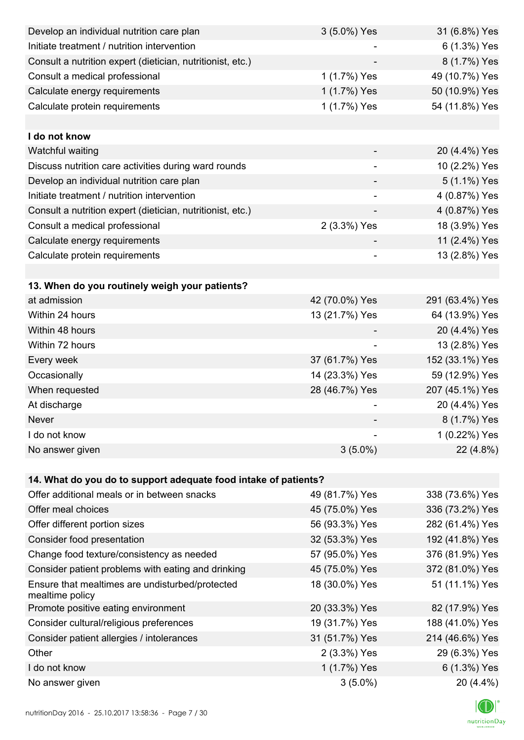| | | |
|---|---|---|
| Develop an individual nutrition care plan | 3 (5.0%) Yes | 31 (6.8%) Yes |
| Initiate treatment / nutrition intervention | - | 6 (1.3%) Yes |
| Consult a nutrition expert (dietician, nutritionist, etc.) | - | 8 (1.7%) Yes |
| Consult a medical professional | 1 (1.7%) Yes | 49 (10.7%) Yes |
| Calculate energy requirements | 1 (1.7%) Yes | 50 (10.9%) Yes |
| Calculate protein requirements | 1 (1.7%) Yes | 54 (11.8%) Yes |
| | | |
| **I do not know** | | |
| Watchful waiting | - | 20 (4.4%) Yes |
| Discuss nutrition care activities during ward rounds | - | 10 (2.2%) Yes |
| Develop an individual nutrition care plan | - | 5 (1.1%) Yes |
| Initiate treatment / nutrition intervention | - | 4 (0.87%) Yes |
| Consult a nutrition expert (dietician, nutritionist, etc.) | - | 4 (0.87%) Yes |
| Consult a medical professional | 2 (3.3%) Yes | 18 (3.9%) Yes |
| Calculate energy requirements | - | 11 (2.4%) Yes |
| Calculate protein requirements | - | 13 (2.8%) Yes |

| **13. When do you routinely weigh your patients?** | | |
|---|---|---|
| at admission | 42 (70.0%) Yes | 291 (63.4%) Yes |
| Within 24 hours | 13 (21.7%) Yes | 64 (13.9%) Yes |
| Within 48 hours | - | 20 (4.4%) Yes |
| Within 72 hours | - | 13 (2.8%) Yes |
| Every week | 37 (61.7%) Yes | 152 (33.1%) Yes |
| Occasionally | 14 (23.3%) Yes | 59 (12.9%) Yes |
| When requested | 28 (46.7%) Yes | 207 (45.1%) Yes |
| At discharge | - | 20 (4.4%) Yes |
| Never | - | 8 (1.7%) Yes |
| I do not know | - | 1 (0.22%) Yes |
| No answer given | 3 (5.0%) | 22 (4.8%) |

| **14. What do you do to support adequate food intake of patients?** | | |
|---|---|---|
| Offer additional meals or in between snacks | 49 (81.7%) Yes | 338 (73.6%) Yes |
| Offer meal choices | 45 (75.0%) Yes | 336 (73.2%) Yes |
| Offer different portion sizes | 56 (93.3%) Yes | 282 (61.4%) Yes |
| Consider food presentation | 32 (53.3%) Yes | 192 (41.8%) Yes |
| Change food texture/consistency as needed | 57 (95.0%) Yes | 376 (81.9%) Yes |
| Consider patient problems with eating and drinking | 45 (75.0%) Yes | 372 (81.0%) Yes |
| Ensure that mealtimes are undisturbed/protected mealtime policy | 18 (30.0%) Yes | 51 (11.1%) Yes |
| Promote positive eating environment | 20 (33.3%) Yes | 82 (17.9%) Yes |
| Consider cultural/religious preferences | 19 (31.7%) Yes | 188 (41.0%) Yes |
| Consider patient allergies / intolerances | 31 (51.7%) Yes | 214 (46.6%) Yes |
| Other | 2 (3.3%) Yes | 29 (6.3%) Yes |
| I do not know | 1 (1.7%) Yes | 6 (1.3%) Yes |
| No answer given | 3 (5.0%) | 20 (4.4%) |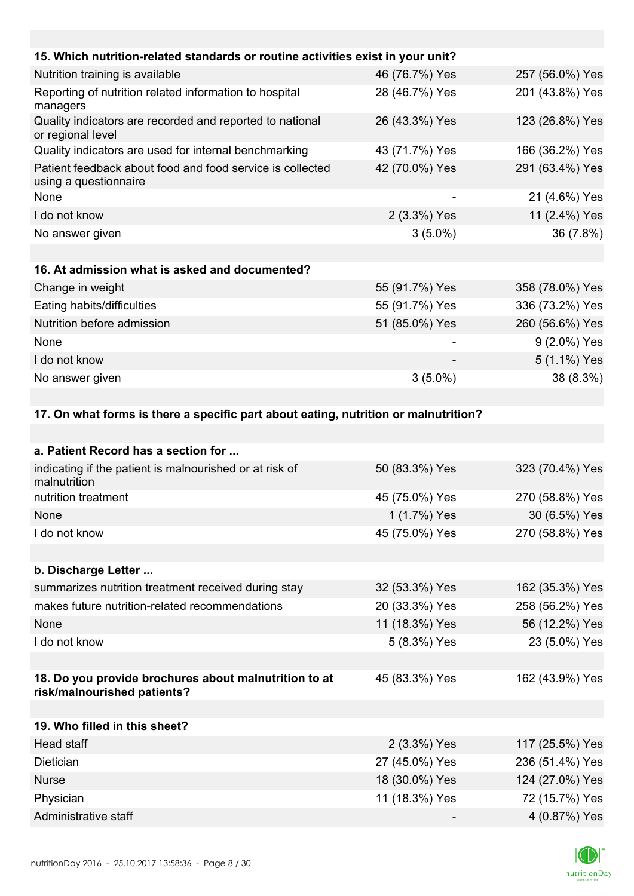| 15. Which nutrition-related standards or routine activities exist in your unit? | | |
|---|---|---|
| Nutrition training is available | 46 (76.7%) Yes | 257 (56.0%) Yes |
| Reporting of nutrition related information to hospital managers | 28 (46.7%) Yes | 201 (43.8%) Yes |
| Quality indicators are recorded and reported to national or regional level | 26 (43.3%) Yes | 123 (26.8%) Yes |
| Quality indicators are used for internal benchmarking | 43 (71.7%) Yes | 166 (36.2%) Yes |
| Patient feedback about food and food service is collected using a questionnaire | 42 (70.0%) Yes | 291 (63.4%) Yes |
| None | - | 21 (4.6%) Yes |
| I do not know | 2 (3.3%) Yes | 11 (2.4%) Yes |
| No answer given | 3 (5.0%) | 36 (7.8%) |

| 16. At admission what is asked and documented? | | |
|---|---|---|
| Change in weight | 55 (91.7%) Yes | 358 (78.0%) Yes |
| Eating habits/difficulties | 55 (91.7%) Yes | 336 (73.2%) Yes |
| Nutrition before admission | 51 (85.0%) Yes | 260 (56.6%) Yes |
| None | - | 9 (2.0%) Yes |
| I do not know | - | 5 (1.1%) Yes |
| No answer given | 3 (5.0%) | 38 (8.3%) |

**17. On what forms is there a specific part about eating, nutrition or malnutrition?**

| a. Patient Record has a section for ... | | |
|---|---|---|
| indicating if the patient is malnourished or at risk of malnutrition | 50 (83.3%) Yes | 323 (70.4%) Yes |
| nutrition treatment | 45 (75.0%) Yes | 270 (58.8%) Yes |
| None | 1 (1.7%) Yes | 30 (6.5%) Yes |
| I do not know | 45 (75.0%) Yes | 270 (58.8%) Yes |

| b. Discharge Letter ... | | |
|---|---|---|
| summarizes nutrition treatment received during stay | 32 (53.3%) Yes | 162 (35.3%) Yes |
| makes future nutrition-related recommendations | 20 (33.3%) Yes | 258 (56.2%) Yes |
| None | 11 (18.3%) Yes | 56 (12.2%) Yes |
| I do not know | 5 (8.3%) Yes | 23 (5.0%) Yes |

| 18. Do you provide brochures about malnutrition to at risk/malnourished patients? | 45 (83.3%) Yes | 162 (43.9%) Yes |
|---|---|---|

| 19. Who filled in this sheet? | | |
|---|---|---|
| Head staff | 2 (3.3%) Yes | 117 (25.5%) Yes |
| Dietician | 27 (45.0%) Yes | 236 (51.4%) Yes |
| Nurse | 18 (30.0%) Yes | 124 (27.0%) Yes |
| Physician | 11 (18.3%) Yes | 72 (15.7%) Yes |
| Administrative staff | - | 4 (0.87%) Yes |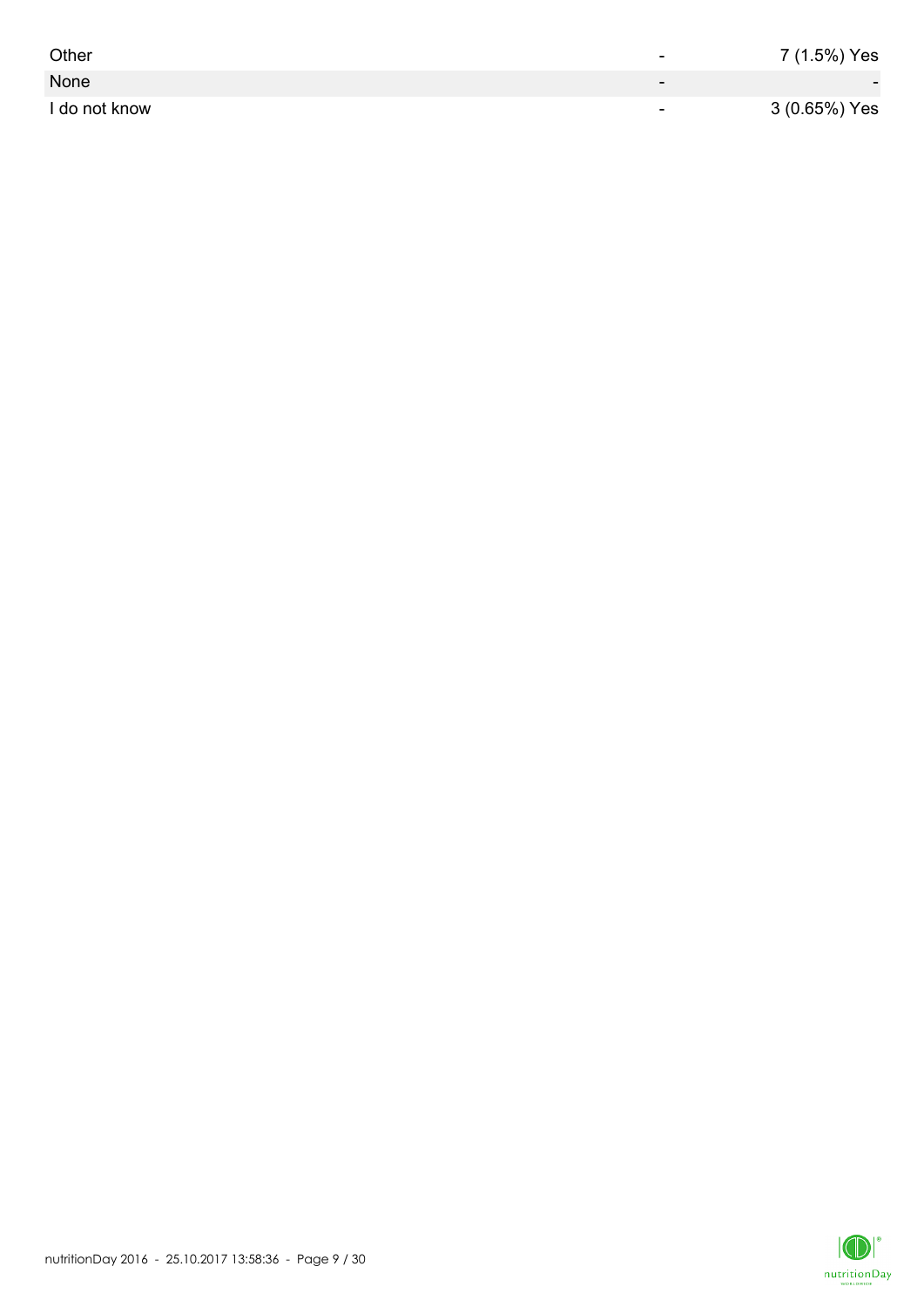| | | |
|---|---|---|
| Other | - | 7 (1.5%) Yes |
| None | - | - |
| I do not know | - | 3 (0.65%) Yes |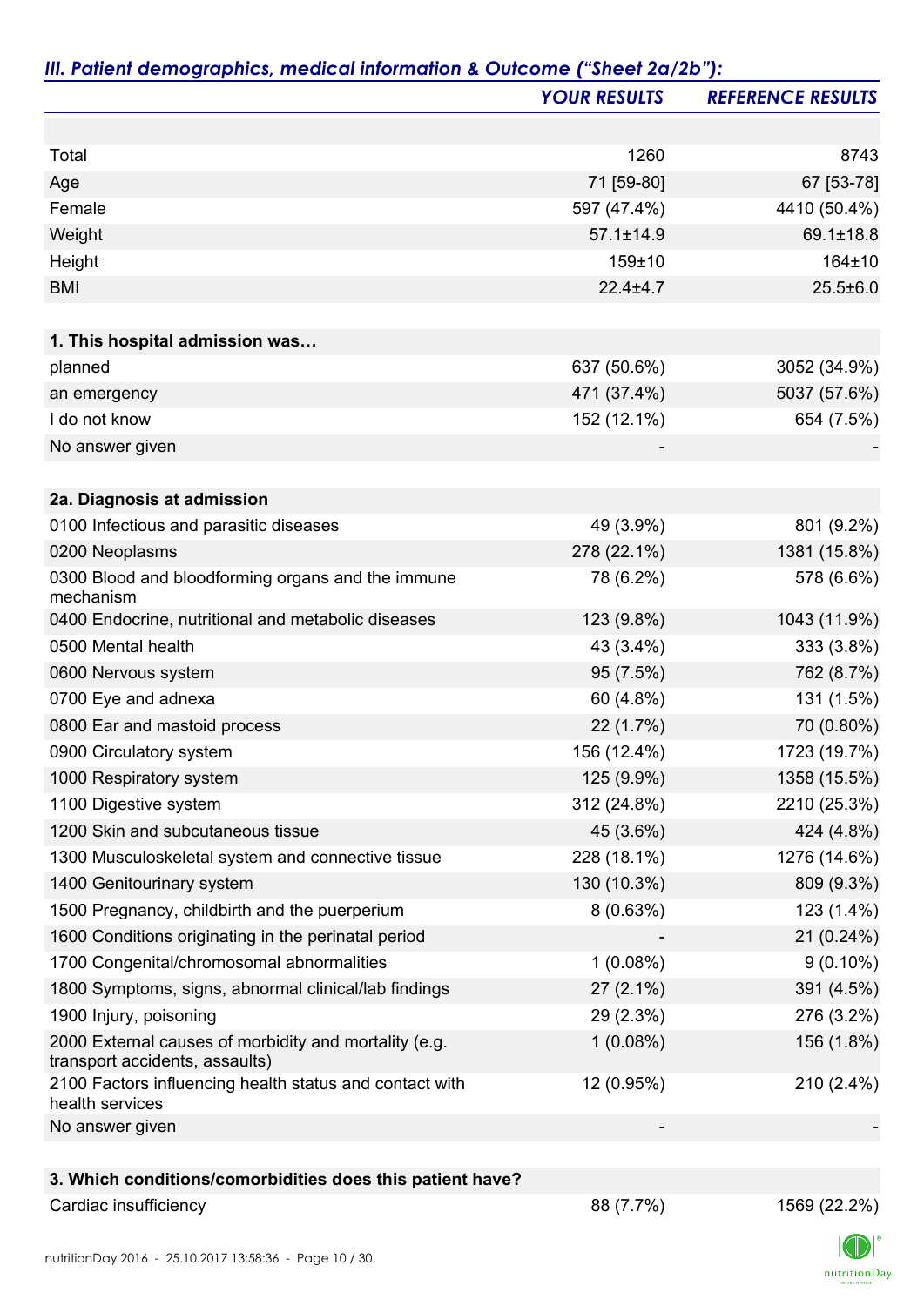## *III. Patient demographics, medical information & Outcome ("Sheet 2a/2b"):*

| | *YOUR RESULTS* | *REFERENCE RESULTS* |
|---|---|---|
| Total | 1260 | 8743 |
| Age | 71 [59-80] | 67 [53-78] |
| Female | 597 (47.4%) | 4410 (50.4%) |
| Weight | 57.1±14.9 | 69.1±18.8 |
| Height | 159±10 | 164±10 |
| BMI | 22.4±4.7 | 25.5±6.0 |
| **1. This hospital admission was…** | | |
| planned | 637 (50.6%) | 3052 (34.9%) |
| an emergency | 471 (37.4%) | 5037 (57.6%) |
| I do not know | 152 (12.1%) | 654 (7.5%) |
| No answer given | - | - |
| **2a. Diagnosis at admission** | | |
| 0100 Infectious and parasitic diseases | 49 (3.9%) | 801 (9.2%) |
| 0200 Neoplasms | 278 (22.1%) | 1381 (15.8%) |
| 0300 Blood and bloodforming organs and the immune mechanism | 78 (6.2%) | 578 (6.6%) |
| 0400 Endocrine, nutritional and metabolic diseases | 123 (9.8%) | 1043 (11.9%) |
| 0500 Mental health | 43 (3.4%) | 333 (3.8%) |
| 0600 Nervous system | 95 (7.5%) | 762 (8.7%) |
| 0700 Eye and adnexa | 60 (4.8%) | 131 (1.5%) |
| 0800 Ear and mastoid process | 22 (1.7%) | 70 (0.80%) |
| 0900 Circulatory system | 156 (12.4%) | 1723 (19.7%) |
| 1000 Respiratory system | 125 (9.9%) | 1358 (15.5%) |
| 1100 Digestive system | 312 (24.8%) | 2210 (25.3%) |
| 1200 Skin and subcutaneous tissue | 45 (3.6%) | 424 (4.8%) |
| 1300 Musculoskeletal system and connective tissue | 228 (18.1%) | 1276 (14.6%) |
| 1400 Genitourinary system | 130 (10.3%) | 809 (9.3%) |
| 1500 Pregnancy, childbirth and the puerperium | 8 (0.63%) | 123 (1.4%) |
| 1600 Conditions originating in the perinatal period | - | 21 (0.24%) |
| 1700 Congenital/chromosomal abnormalities | 1 (0.08%) | 9 (0.10%) |
| 1800 Symptoms, signs, abnormal clinical/lab findings | 27 (2.1%) | 391 (4.5%) |
| 1900 Injury, poisoning | 29 (2.3%) | 276 (3.2%) |
| 2000 External causes of morbidity and mortality (e.g. transport accidents, assaults) | 1 (0.08%) | 156 (1.8%) |
| 2100 Factors influencing health status and contact with health services | 12 (0.95%) | 210 (2.4%) |
| No answer given | - | - |
| **3. Which conditions/comorbidities does this patient have?** | | |
| Cardiac insufficiency | 88 (7.7%) | 1569 (22.2%) |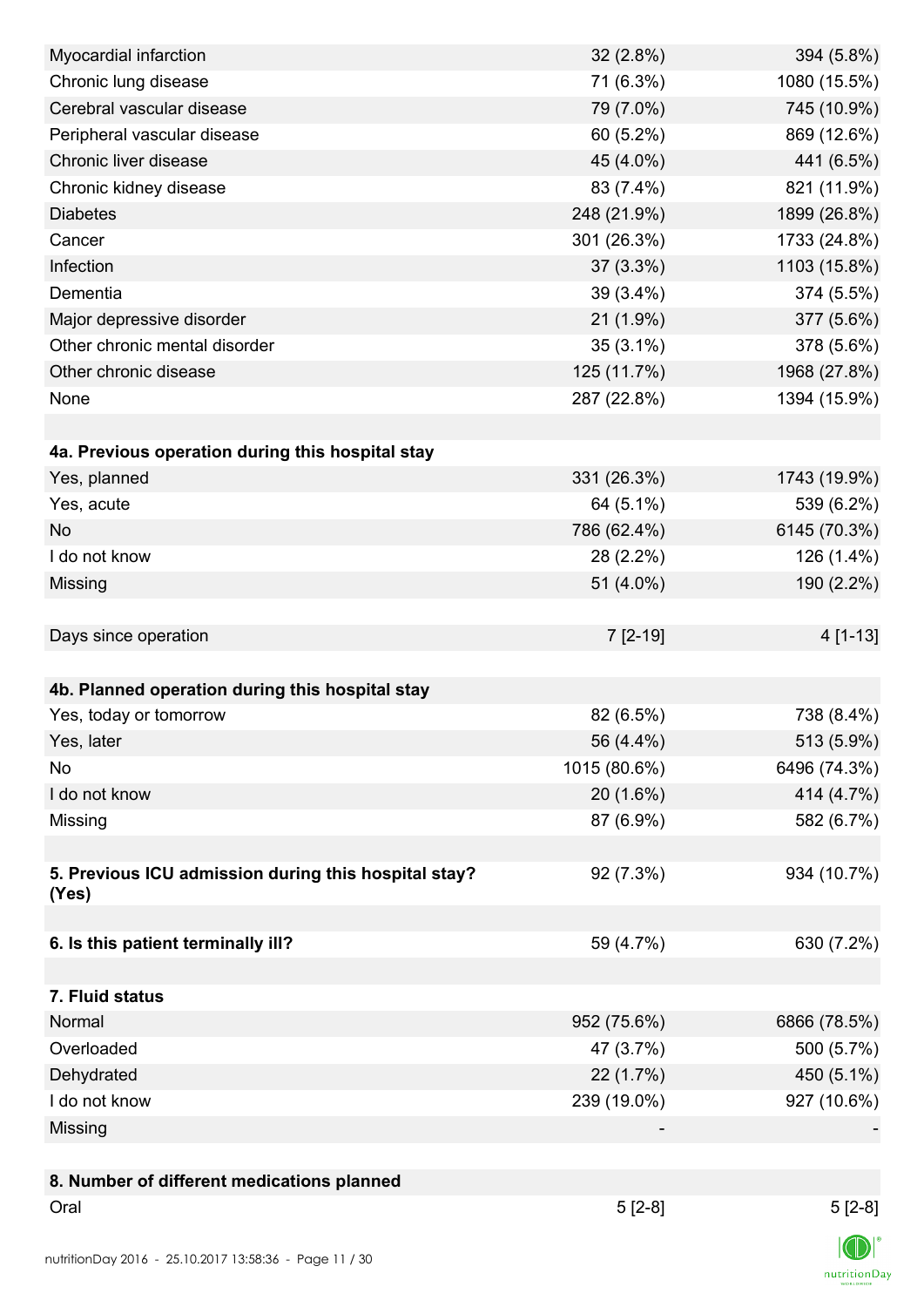| | | |
|---|---|---|
| Myocardial infarction | 32 (2.8%) | 394 (5.8%) |
| Chronic lung disease | 71 (6.3%) | 1080 (15.5%) |
| Cerebral vascular disease | 79 (7.0%) | 745 (10.9%) |
| Peripheral vascular disease | 60 (5.2%) | 869 (12.6%) |
| Chronic liver disease | 45 (4.0%) | 441 (6.5%) |
| Chronic kidney disease | 83 (7.4%) | 821 (11.9%) |
| Diabetes | 248 (21.9%) | 1899 (26.8%) |
| Cancer | 301 (26.3%) | 1733 (24.8%) |
| Infection | 37 (3.3%) | 1103 (15.8%) |
| Dementia | 39 (3.4%) | 374 (5.5%) |
| Major depressive disorder | 21 (1.9%) | 377 (5.6%) |
| Other chronic mental disorder | 35 (3.1%) | 378 (5.6%) |
| Other chronic disease | 125 (11.7%) | 1968 (27.8%) |
| None | 287 (22.8%) | 1394 (15.9%) |
| | | |
| **4a. Previous operation during this hospital stay** | | |
| Yes, planned | 331 (26.3%) | 1743 (19.9%) |
| Yes, acute | 64 (5.1%) | 539 (6.2%) |
| No | 786 (62.4%) | 6145 (70.3%) |
| I do not know | 28 (2.2%) | 126 (1.4%) |
| Missing | 51 (4.0%) | 190 (2.2%) |
| | | |
| Days since operation | 7 [2-19] | 4 [1-13] |
| | | |
| **4b. Planned operation during this hospital stay** | | |
| Yes, today or tomorrow | 82 (6.5%) | 738 (8.4%) |
| Yes, later | 56 (4.4%) | 513 (5.9%) |
| No | 1015 (80.6%) | 6496 (74.3%) |
| I do not know | 20 (1.6%) | 414 (4.7%) |
| Missing | 87 (6.9%) | 582 (6.7%) |
| | | |
| **5. Previous ICU admission during this hospital stay? (Yes)** | 92 (7.3%) | 934 (10.7%) |
| | | |
| **6. Is this patient terminally ill?** | 59 (4.7%) | 630 (7.2%) |
| | | |
| **7. Fluid status** | | |
| Normal | 952 (75.6%) | 6866 (78.5%) |
| Overloaded | 47 (3.7%) | 500 (5.7%) |
| Dehydrated | 22 (1.7%) | 450 (5.1%) |
| I do not know | 239 (19.0%) | 927 (10.6%) |
| Missing | - | - |
| | | |
| **8. Number of different medications planned** | | |
| Oral | 5 [2-8] | 5 [2-8] |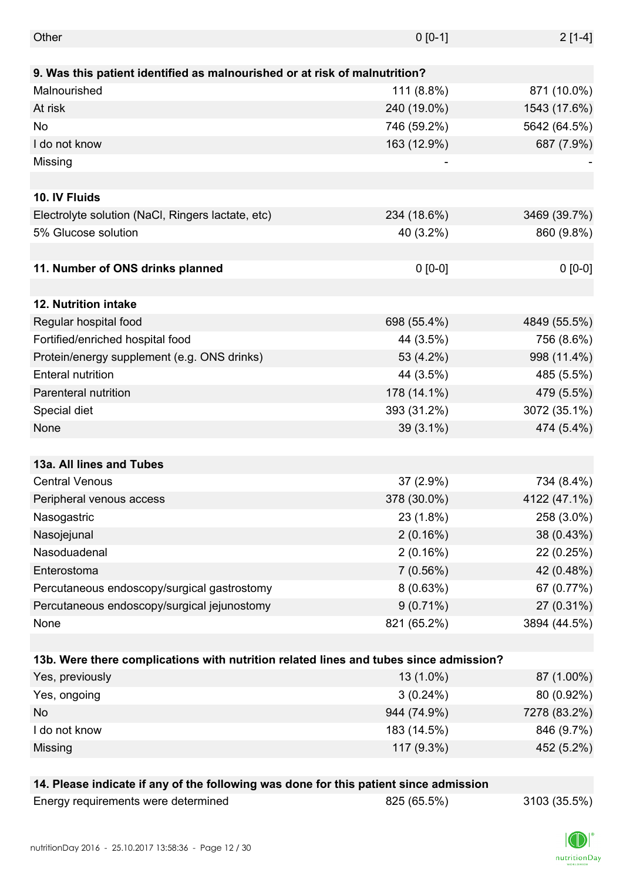| | | |
|---|---|---|
| Other | 0 [0-1] | 2 [1-4] |
| | | |
| **9. Was this patient identified as malnourished or at risk of malnutrition?** | | |
| Malnourished | 111 (8.8%) | 871 (10.0%) |
| At risk | 240 (19.0%) | 1543 (17.6%) |
| No | 746 (59.2%) | 5642 (64.5%) |
| I do not know | 163 (12.9%) | 687 (7.9%) |
| Missing | - | - |
| | | |
| **10. IV Fluids** | | |
| Electrolyte solution (NaCl, Ringers lactate, etc) | 234 (18.6%) | 3469 (39.7%) |
| 5% Glucose solution | 40 (3.2%) | 860 (9.8%) |
| | | |
| **11. Number of ONS drinks planned** | 0 [0-0] | 0 [0-0] |
| | | |
| **12. Nutrition intake** | | |
| Regular hospital food | 698 (55.4%) | 4849 (55.5%) |
| Fortified/enriched hospital food | 44 (3.5%) | 756 (8.6%) |
| Protein/energy supplement (e.g. ONS drinks) | 53 (4.2%) | 998 (11.4%) |
| Enteral nutrition | 44 (3.5%) | 485 (5.5%) |
| Parenteral nutrition | 178 (14.1%) | 479 (5.5%) |
| Special diet | 393 (31.2%) | 3072 (35.1%) |
| None | 39 (3.1%) | 474 (5.4%) |
| | | |
| **13a. All lines and Tubes** | | |
| Central Venous | 37 (2.9%) | 734 (8.4%) |
| Peripheral venous access | 378 (30.0%) | 4122 (47.1%) |
| Nasogastric | 23 (1.8%) | 258 (3.0%) |
| Nasojejunal | 2 (0.16%) | 38 (0.43%) |
| Nasoduadenal | 2 (0.16%) | 22 (0.25%) |
| Enterostoma | 7 (0.56%) | 42 (0.48%) |
| Percutaneous endoscopy/surgical gastrostomy | 8 (0.63%) | 67 (0.77%) |
| Percutaneous endoscopy/surgical jejunostomy | 9 (0.71%) | 27 (0.31%) |
| None | 821 (65.2%) | 3894 (44.5%) |
| | | |
| **13b. Were there complications with nutrition related lines and tubes since admission?** | | |
| Yes, previously | 13 (1.0%) | 87 (1.00%) |
| Yes, ongoing | 3 (0.24%) | 80 (0.92%) |
| No | 944 (74.9%) | 7278 (83.2%) |
| I do not know | 183 (14.5%) | 846 (9.7%) |
| Missing | 117 (9.3%) | 452 (5.2%) |
| | | |
| **14. Please indicate if any of the following was done for this patient since admission** | | |
| Energy requirements were determined | 825 (65.5%) | 3103 (35.5%) |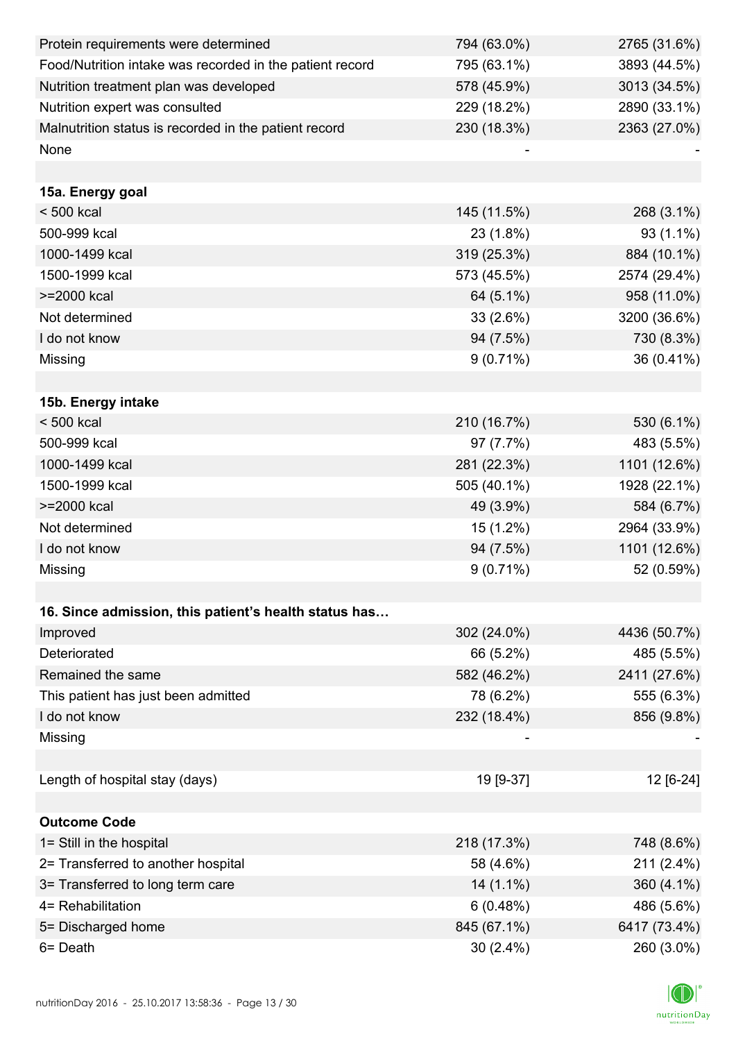| | | |
|---|---|---|
| Protein requirements were determined | 794 (63.0%) | 2765 (31.6%) |
| Food/Nutrition intake was recorded in the patient record | 795 (63.1%) | 3893 (44.5%) |
| Nutrition treatment plan was developed | 578 (45.9%) | 3013 (34.5%) |
| Nutrition expert was consulted | 229 (18.2%) | 2890 (33.1%) |
| Malnutrition status is recorded in the patient record | 230 (18.3%) | 2363 (27.0%) |
| None | - | - |
| | | |
| **15a. Energy goal** | | |
| < 500 kcal | 145 (11.5%) | 268 (3.1%) |
| 500-999 kcal | 23 (1.8%) | 93 (1.1%) |
| 1000-1499 kcal | 319 (25.3%) | 884 (10.1%) |
| 1500-1999 kcal | 573 (45.5%) | 2574 (29.4%) |
| >=2000 kcal | 64 (5.1%) | 958 (11.0%) |
| Not determined | 33 (2.6%) | 3200 (36.6%) |
| I do not know | 94 (7.5%) | 730 (8.3%) |
| Missing | 9 (0.71%) | 36 (0.41%) |
| | | |
| **15b. Energy intake** | | |
| < 500 kcal | 210 (16.7%) | 530 (6.1%) |
| 500-999 kcal | 97 (7.7%) | 483 (5.5%) |
| 1000-1499 kcal | 281 (22.3%) | 1101 (12.6%) |
| 1500-1999 kcal | 505 (40.1%) | 1928 (22.1%) |
| >=2000 kcal | 49 (3.9%) | 584 (6.7%) |
| Not determined | 15 (1.2%) | 2964 (33.9%) |
| I do not know | 94 (7.5%) | 1101 (12.6%) |
| Missing | 9 (0.71%) | 52 (0.59%) |
| | | |
| **16. Since admission, this patient's health status has…** | | |
| Improved | 302 (24.0%) | 4436 (50.7%) |
| Deteriorated | 66 (5.2%) | 485 (5.5%) |
| Remained the same | 582 (46.2%) | 2411 (27.6%) |
| This patient has just been admitted | 78 (6.2%) | 555 (6.3%) |
| I do not know | 232 (18.4%) | 856 (9.8%) |
| Missing | - | - |
| | | |
| Length of hospital stay (days) | 19 [9-37] | 12 [6-24] |
| | | |
| **Outcome Code** | | |
| 1= Still in the hospital | 218 (17.3%) | 748 (8.6%) |
| 2= Transferred to another hospital | 58 (4.6%) | 211 (2.4%) |
| 3= Transferred to long term care | 14 (1.1%) | 360 (4.1%) |
| 4= Rehabilitation | 6 (0.48%) | 486 (5.6%) |
| 5= Discharged home | 845 (67.1%) | 6417 (73.4%) |
| 6= Death | 30 (2.4%) | 260 (3.0%) |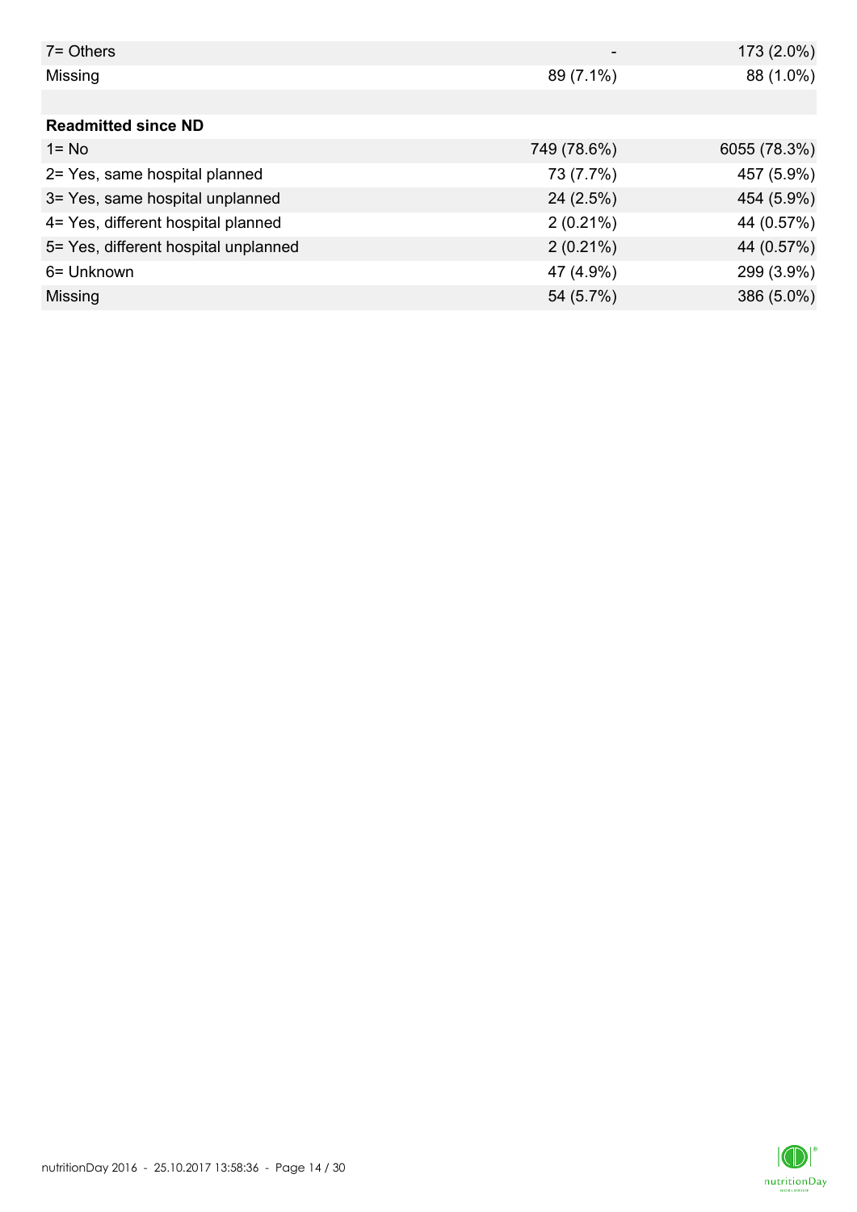| | | |
|---|---|---|
| 7= Others | - | 173 (2.0%) |
| Missing | 89 (7.1%) | 88 (1.0%) |
| | | |
| **Readmitted since ND** | | |
| 1= No | 749 (78.6%) | 6055 (78.3%) |
| 2= Yes, same hospital planned | 73 (7.7%) | 457 (5.9%) |
| 3= Yes, same hospital unplanned | 24 (2.5%) | 454 (5.9%) |
| 4= Yes, different hospital planned | 2 (0.21%) | 44 (0.57%) |
| 5= Yes, different hospital unplanned | 2 (0.21%) | 44 (0.57%) |
| 6= Unknown | 47 (4.9%) | 299 (3.9%) |
| Missing | 54 (5.7%) | 386 (5.0%) |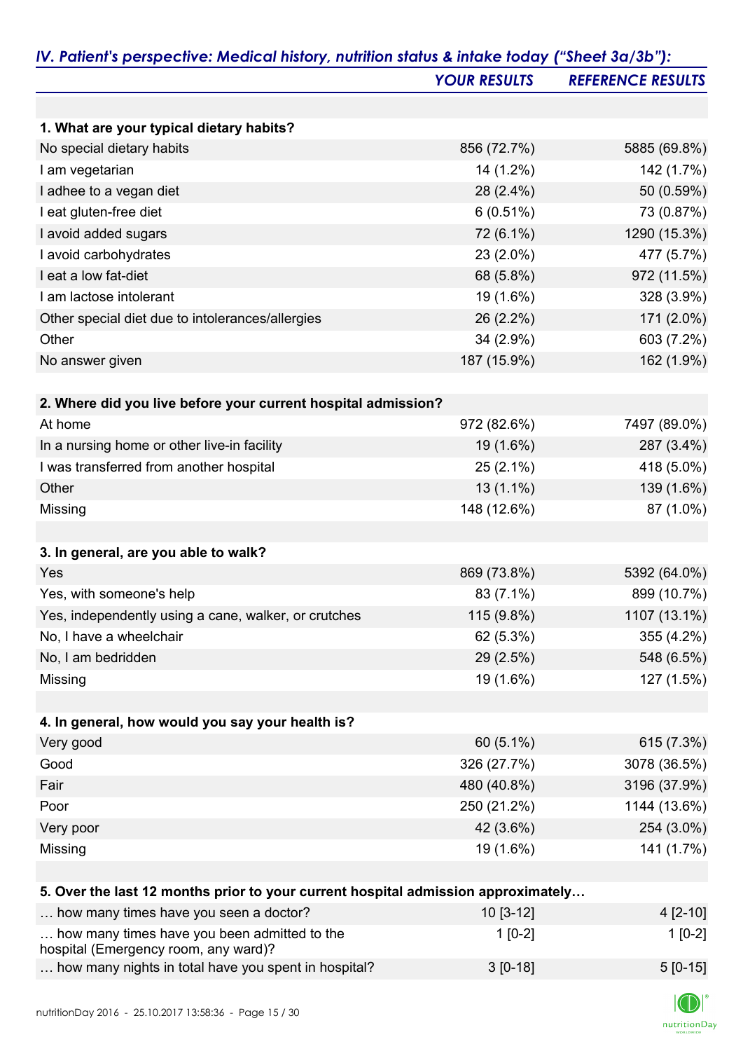## *IV. Patient's perspective: Medical history, nutrition status & intake today ("Sheet 3a/3b"):*

| | *YOUR RESULTS* | *REFERENCE RESULTS* |
|---|---|---|
| **1. What are your typical dietary habits?** | | |
| No special dietary habits | 856 (72.7%) | 5885 (69.8%) |
| I am vegetarian | 14 (1.2%) | 142 (1.7%) |
| I adhee to a vegan diet | 28 (2.4%) | 50 (0.59%) |
| I eat gluten-free diet | 6 (0.51%) | 73 (0.87%) |
| I avoid added sugars | 72 (6.1%) | 1290 (15.3%) |
| I avoid carbohydrates | 23 (2.0%) | 477 (5.7%) |
| I eat a low fat-diet | 68 (5.8%) | 972 (11.5%) |
| I am lactose intolerant | 19 (1.6%) | 328 (3.9%) |
| Other special diet due to intolerances/allergies | 26 (2.2%) | 171 (2.0%) |
| Other | 34 (2.9%) | 603 (7.2%) |
| No answer given | 187 (15.9%) | 162 (1.9%) |
| **2. Where did you live before your current hospital admission?** | | |
| At home | 972 (82.6%) | 7497 (89.0%) |
| In a nursing home or other live-in facility | 19 (1.6%) | 287 (3.4%) |
| I was transferred from another hospital | 25 (2.1%) | 418 (5.0%) |
| Other | 13 (1.1%) | 139 (1.6%) |
| Missing | 148 (12.6%) | 87 (1.0%) |
| **3. In general, are you able to walk?** | | |
| Yes | 869 (73.8%) | 5392 (64.0%) |
| Yes, with someone's help | 83 (7.1%) | 899 (10.7%) |
| Yes, independently using a cane, walker, or crutches | 115 (9.8%) | 1107 (13.1%) |
| No, I have a wheelchair | 62 (5.3%) | 355 (4.2%) |
| No, I am bedridden | 29 (2.5%) | 548 (6.5%) |
| Missing | 19 (1.6%) | 127 (1.5%) |
| **4. In general, how would you say your health is?** | | |
| Very good | 60 (5.1%) | 615 (7.3%) |
| Good | 326 (27.7%) | 3078 (36.5%) |
| Fair | 480 (40.8%) | 3196 (37.9%) |
| Poor | 250 (21.2%) | 1144 (13.6%) |
| Very poor | 42 (3.6%) | 254 (3.0%) |
| Missing | 19 (1.6%) | 141 (1.7%) |
| **5. Over the last 12 months prior to your current hospital admission approximately…** | | |
| … how many times have you seen a doctor? | 10 [3-12] | 4 [2-10] |
| … how many times have you been admitted to the hospital (Emergency room, any ward)? | 1 [0-2] | 1 [0-2] |
| … how many nights in total have you spent in hospital? | 3 [0-18] | 5 [0-15] |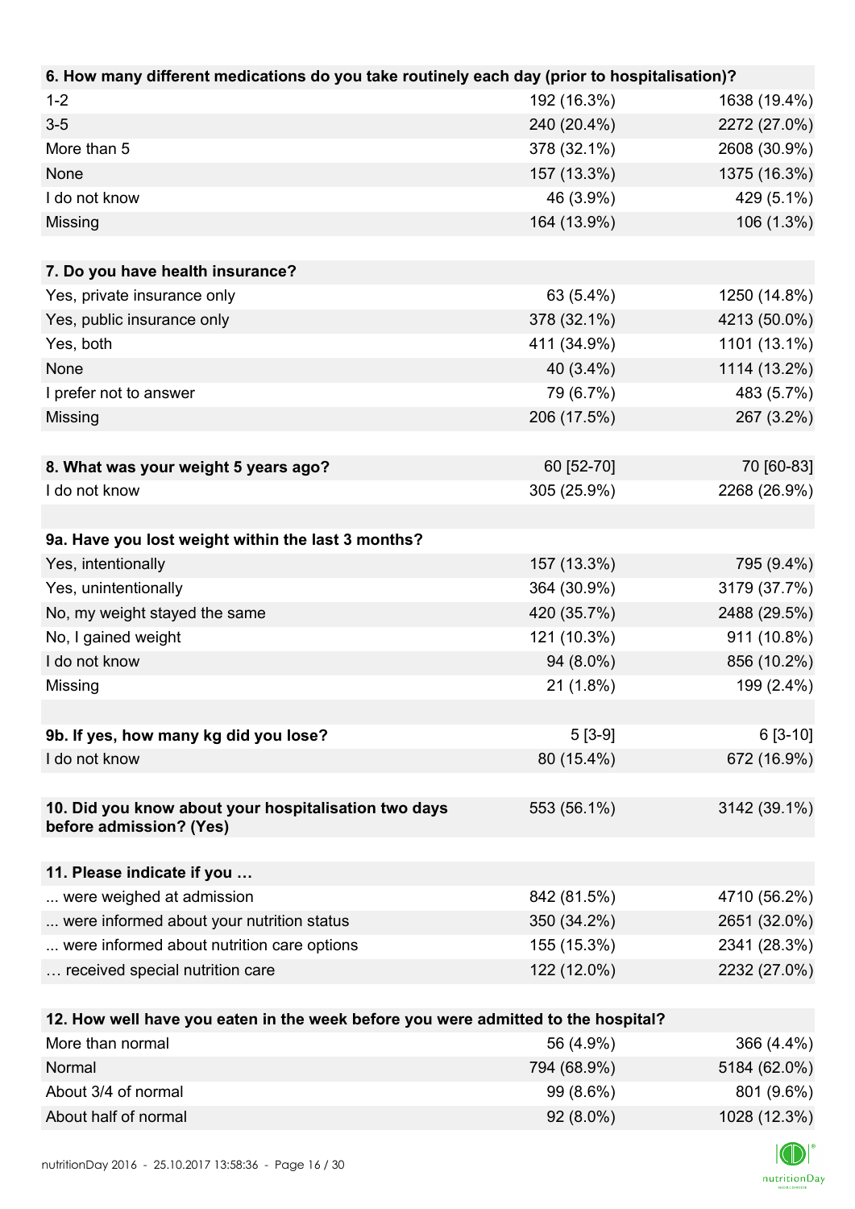| 6. How many different medications do you take routinely each day (prior to hospitalisation)? | | |
|---|---|---|
| 1-2 | 192 (16.3%) | 1638 (19.4%) |
| 3-5 | 240 (20.4%) | 2272 (27.0%) |
| More than 5 | 378 (32.1%) | 2608 (30.9%) |
| None | 157 (13.3%) | 1375 (16.3%) |
| I do not know | 46 (3.9%) | 429 (5.1%) |
| Missing | 164 (13.9%) | 106 (1.3%) |

| 7. Do you have health insurance? | | |
|---|---|---|
| Yes, private insurance only | 63 (5.4%) | 1250 (14.8%) |
| Yes, public insurance only | 378 (32.1%) | 4213 (50.0%) |
| Yes, both | 411 (34.9%) | 1101 (13.1%) |
| None | 40 (3.4%) | 1114 (13.2%) |
| I prefer not to answer | 79 (6.7%) | 483 (5.7%) |
| Missing | 206 (17.5%) | 267 (3.2%) |

| 8. What was your weight 5 years ago? | 60 [52-70] | 70 [60-83] |
|---|---|---|
| I do not know | 305 (25.9%) | 2268 (26.9%) |

| 9a. Have you lost weight within the last 3 months? | | |
|---|---|---|
| Yes, intentionally | 157 (13.3%) | 795 (9.4%) |
| Yes, unintentionally | 364 (30.9%) | 3179 (37.7%) |
| No, my weight stayed the same | 420 (35.7%) | 2488 (29.5%) |
| No, I gained weight | 121 (10.3%) | 911 (10.8%) |
| I do not know | 94 (8.0%) | 856 (10.2%) |
| Missing | 21 (1.8%) | 199 (2.4%) |

| 9b. If yes, how many kg did you lose? | 5 [3-9] | 6 [3-10] |
|---|---|---|
| I do not know | 80 (15.4%) | 672 (16.9%) |

| 10. Did you know about your hospitalisation two days before admission? (Yes) | 553 (56.1%) | 3142 (39.1%) |
|---|---|---|

| 11. Please indicate if you … | | |
|---|---|---|
| ... were weighed at admission | 842 (81.5%) | 4710 (56.2%) |
| ... were informed about your nutrition status | 350 (34.2%) | 2651 (32.0%) |
| ... were informed about nutrition care options | 155 (15.3%) | 2341 (28.3%) |
| … received special nutrition care | 122 (12.0%) | 2232 (27.0%) |

| 12. How well have you eaten in the week before you were admitted to the hospital? | | |
|---|---|---|
| More than normal | 56 (4.9%) | 366 (4.4%) |
| Normal | 794 (68.9%) | 5184 (62.0%) |
| About 3/4 of normal | 99 (8.6%) | 801 (9.6%) |
| About half of normal | 92 (8.0%) | 1028 (12.3%) |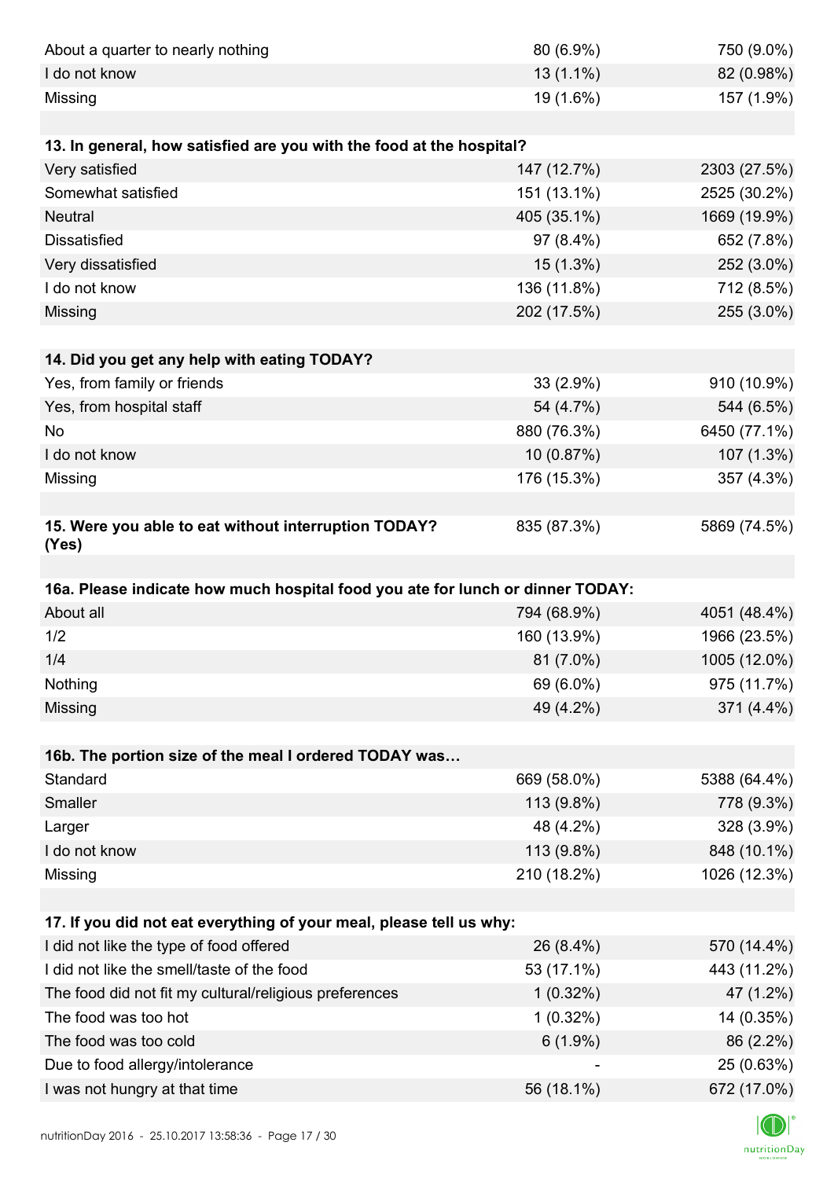| | | |
|---|---|---|
| About a quarter to nearly nothing | 80 (6.9%) | 750 (9.0%) |
| I do not know | 13 (1.1%) | 82 (0.98%) |
| Missing | 19 (1.6%) | 157 (1.9%) |
| | | |
| **13. In general, how satisfied are you with the food at the hospital?** | | |
| Very satisfied | 147 (12.7%) | 2303 (27.5%) |
| Somewhat satisfied | 151 (13.1%) | 2525 (30.2%) |
| Neutral | 405 (35.1%) | 1669 (19.9%) |
| Dissatisfied | 97 (8.4%) | 652 (7.8%) |
| Very dissatisfied | 15 (1.3%) | 252 (3.0%) |
| I do not know | 136 (11.8%) | 712 (8.5%) |
| Missing | 202 (17.5%) | 255 (3.0%) |
| | | |
| **14. Did you get any help with eating TODAY?** | | |
| Yes, from family or friends | 33 (2.9%) | 910 (10.9%) |
| Yes, from hospital staff | 54 (4.7%) | 544 (6.5%) |
| No | 880 (76.3%) | 6450 (77.1%) |
| I do not know | 10 (0.87%) | 107 (1.3%) |
| Missing | 176 (15.3%) | 357 (4.3%) |
| | | |
| **15. Were you able to eat without interruption TODAY? (Yes)** | 835 (87.3%) | 5869 (74.5%) |
| | | |
| **16a. Please indicate how much hospital food you ate for lunch or dinner TODAY:** | | |
| About all | 794 (68.9%) | 4051 (48.4%) |
| 1/2 | 160 (13.9%) | 1966 (23.5%) |
| 1/4 | 81 (7.0%) | 1005 (12.0%) |
| Nothing | 69 (6.0%) | 975 (11.7%) |
| Missing | 49 (4.2%) | 371 (4.4%) |
| | | |
| **16b. The portion size of the meal I ordered TODAY was…** | | |
| Standard | 669 (58.0%) | 5388 (64.4%) |
| Smaller | 113 (9.8%) | 778 (9.3%) |
| Larger | 48 (4.2%) | 328 (3.9%) |
| I do not know | 113 (9.8%) | 848 (10.1%) |
| Missing | 210 (18.2%) | 1026 (12.3%) |
| | | |
| **17. If you did not eat everything of your meal, please tell us why:** | | |
| I did not like the type of food offered | 26 (8.4%) | 570 (14.4%) |
| I did not like the smell/taste of the food | 53 (17.1%) | 443 (11.2%) |
| The food did not fit my cultural/religious preferences | 1 (0.32%) | 47 (1.2%) |
| The food was too hot | 1 (0.32%) | 14 (0.35%) |
| The food was too cold | 6 (1.9%) | 86 (2.2%) |
| Due to food allergy/intolerance | - | 25 (0.63%) |
| I was not hungry at that time | 56 (18.1%) | 672 (17.0%) |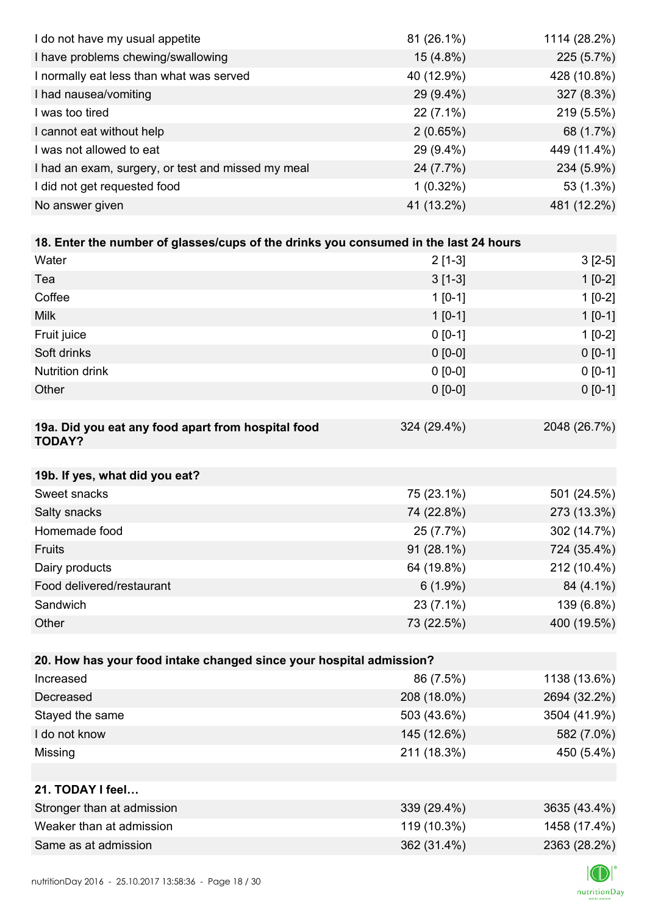| | | |
|---|---|---|
| I do not have my usual appetite | 81 (26.1%) | 1114 (28.2%) |
| I have problems chewing/swallowing | 15 (4.8%) | 225 (5.7%) |
| I normally eat less than what was served | 40 (12.9%) | 428 (10.8%) |
| I had nausea/vomiting | 29 (9.4%) | 327 (8.3%) |
| I was too tired | 22 (7.1%) | 219 (5.5%) |
| I cannot eat without help | 2 (0.65%) | 68 (1.7%) |
| I was not allowed to eat | 29 (9.4%) | 449 (11.4%) |
| I had an exam, surgery, or test and missed my meal | 24 (7.7%) | 234 (5.9%) |
| I did not get requested food | 1 (0.32%) | 53 (1.3%) |
| No answer given | 41 (13.2%) | 481 (12.2%) |

| **18. Enter the number of glasses/cups of the drinks you consumed in the last 24 hours** | | |
|---|---|---|
| Water | 2 [1-3] | 3 [2-5] |
| Tea | 3 [1-3] | 1 [0-2] |
| Coffee | 1 [0-1] | 1 [0-2] |
| Milk | 1 [0-1] | 1 [0-1] |
| Fruit juice | 0 [0-1] | 1 [0-2] |
| Soft drinks | 0 [0-0] | 0 [0-1] |
| Nutrition drink | 0 [0-0] | 0 [0-1] |
| Other | 0 [0-0] | 0 [0-1] |

| **19a. Did you eat any food apart from hospital food TODAY?** | 324 (29.4%) | 2048 (26.7%) |
|---|---|---|

| **19b. If yes, what did you eat?** | | |
|---|---|---|
| Sweet snacks | 75 (23.1%) | 501 (24.5%) |
| Salty snacks | 74 (22.8%) | 273 (13.3%) |
| Homemade food | 25 (7.7%) | 302 (14.7%) |
| Fruits | 91 (28.1%) | 724 (35.4%) |
| Dairy products | 64 (19.8%) | 212 (10.4%) |
| Food delivered/restaurant | 6 (1.9%) | 84 (4.1%) |
| Sandwich | 23 (7.1%) | 139 (6.8%) |
| Other | 73 (22.5%) | 400 (19.5%) |

| **20. How has your food intake changed since your hospital admission?** | | |
|---|---|---|
| Increased | 86 (7.5%) | 1138 (13.6%) |
| Decreased | 208 (18.0%) | 2694 (32.2%) |
| Stayed the same | 503 (43.6%) | 3504 (41.9%) |
| I do not know | 145 (12.6%) | 582 (7.0%) |
| Missing | 211 (18.3%) | 450 (5.4%) |

| **21. TODAY I feel…** | | |
|---|---|---|
| Stronger than at admission | 339 (29.4%) | 3635 (43.4%) |
| Weaker than at admission | 119 (10.3%) | 1458 (17.4%) |
| Same as at admission | 362 (31.4%) | 2363 (28.2%) |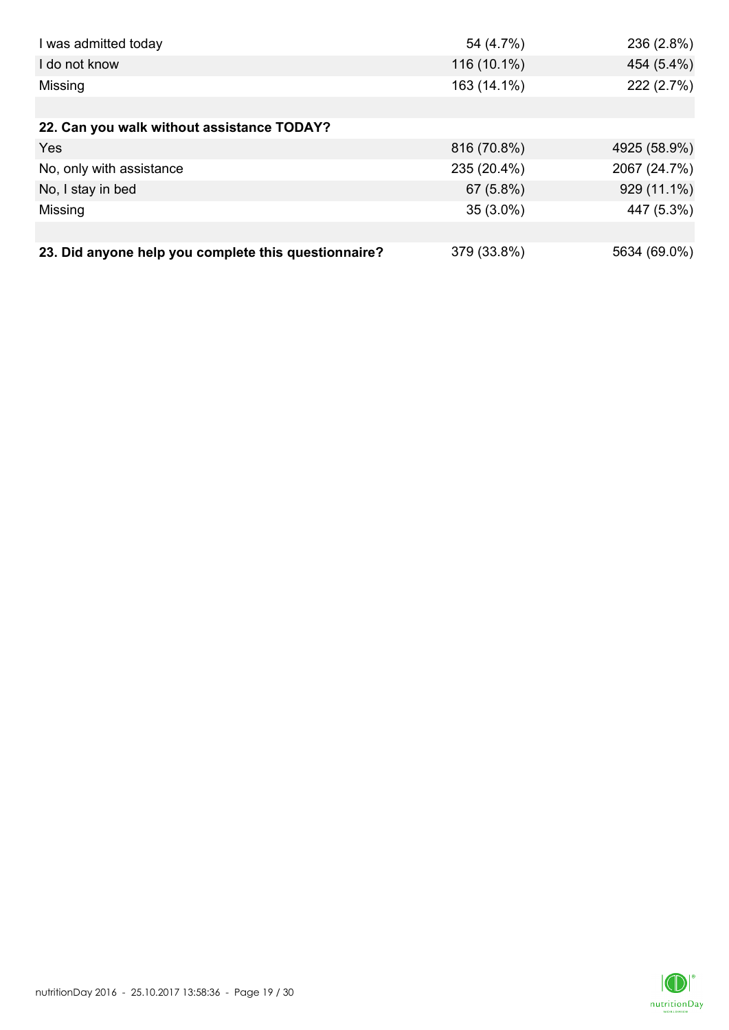| | | |
|---|---|---|
| I was admitted today | 54 (4.7%) | 236 (2.8%) |
| I do not know | 116 (10.1%) | 454 (5.4%) |
| Missing | 163 (14.1%) | 222 (2.7%) |
| | | |
| **22. Can you walk without assistance TODAY?** | | |
| Yes | 816 (70.8%) | 4925 (58.9%) |
| No, only with assistance | 235 (20.4%) | 2067 (24.7%) |
| No, I stay in bed | 67 (5.8%) | 929 (11.1%) |
| Missing | 35 (3.0%) | 447 (5.3%) |
| | | |
| **23. Did anyone help you complete this questionnaire?** | 379 (33.8%) | 5634 (69.0%) |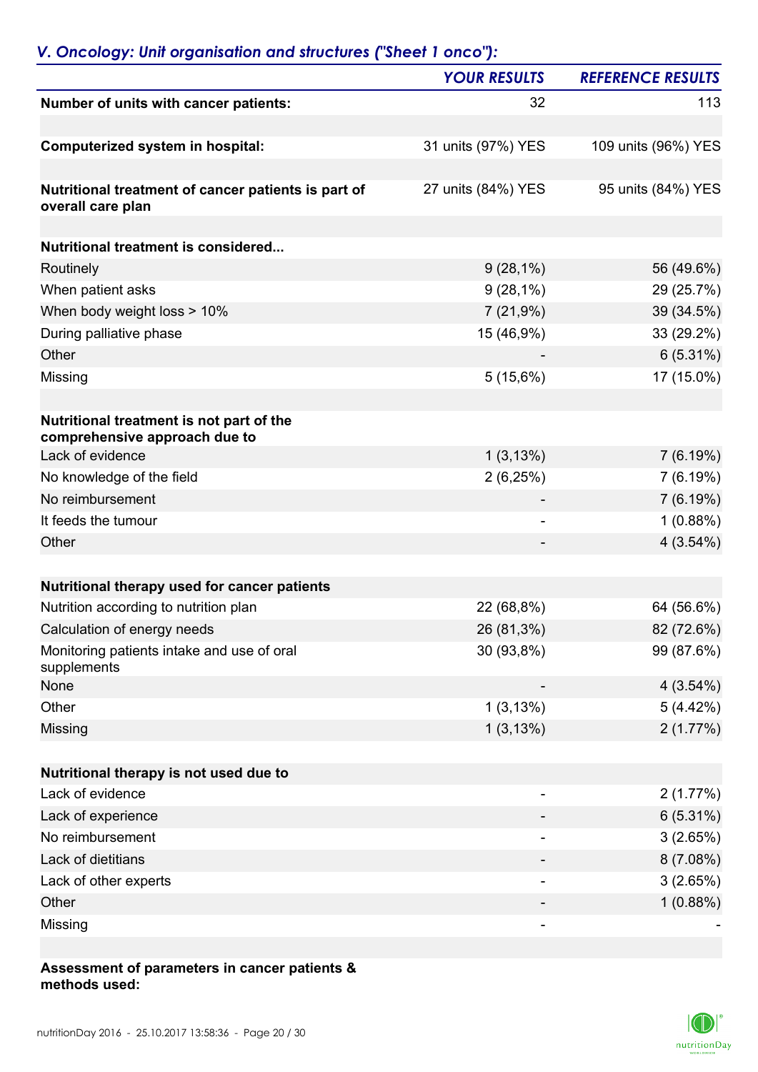## *V. Oncology: Unit organisation and structures ("Sheet 1 onco"):*

| | YOUR RESULTS | REFERENCE RESULTS |
|---|---|---|
| **Number of units with cancer patients:** | 32 | 113 |
| | | |
| **Computerized system in hospital:** | 31 units (97%) YES | 109 units (96%) YES |
| | | |
| **Nutritional treatment of cancer patients is part of overall care plan** | 27 units (84%) YES | 95 units (84%) YES |
| | | |
| **Nutritional treatment is considered...** | | |
| Routinely | 9 (28,1%) | 56 (49.6%) |
| When patient asks | 9 (28,1%) | 29 (25.7%) |
| When body weight loss > 10% | 7 (21,9%) | 39 (34.5%) |
| During palliative phase | 15 (46,9%) | 33 (29.2%) |
| Other | - | 6 (5.31%) |
| Missing | 5 (15,6%) | 17 (15.0%) |
| | | |
| **Nutritional treatment is not part of the comprehensive approach due to** | | |
| Lack of evidence | 1 (3,13%) | 7 (6.19%) |
| No knowledge of the field | 2 (6,25%) | 7 (6.19%) |
| No reimbursement | - | 7 (6.19%) |
| It feeds the tumour | - | 1 (0.88%) |
| Other | - | 4 (3.54%) |
| | | |
| **Nutritional therapy used for cancer patients** | | |
| Nutrition according to nutrition plan | 22 (68,8%) | 64 (56.6%) |
| Calculation of energy needs | 26 (81,3%) | 82 (72.6%) |
| Monitoring patients intake and use of oral supplements | 30 (93,8%) | 99 (87.6%) |
| None | - | 4 (3.54%) |
| Other | 1 (3,13%) | 5 (4.42%) |
| Missing | 1 (3,13%) | 2 (1.77%) |
| | | |
| **Nutritional therapy is not used due to** | | |
| Lack of evidence | - | 2 (1.77%) |
| Lack of experience | - | 6 (5.31%) |
| No reimbursement | - | 3 (2.65%) |
| Lack of dietitians | - | 8 (7.08%) |
| Lack of other experts | - | 3 (2.65%) |
| Other | - | 1 (0.88%) |
| Missing | - | - |

**Assessment of parameters in cancer patients & methods used:**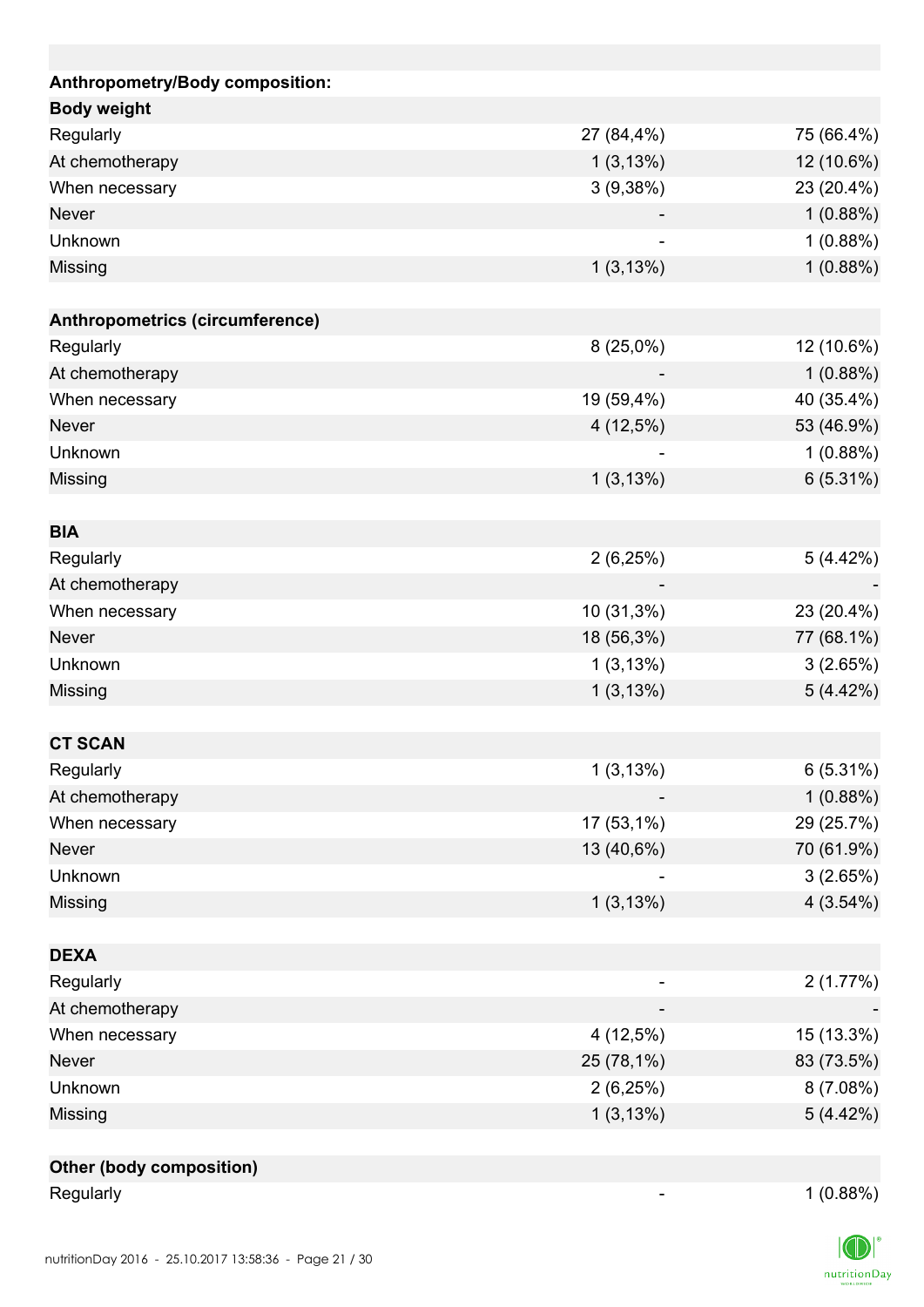| Anthropometry/Body composition: | | |
|---|---|---|
| **Body weight** | | |
| Regularly | 27 (84,4%) | 75 (66.4%) |
| At chemotherapy | 1 (3,13%) | 12 (10.6%) |
| When necessary | 3 (9,38%) | 23 (20.4%) |
| Never | - | 1 (0.88%) |
| Unknown | - | 1 (0.88%) |
| Missing | 1 (3,13%) | 1 (0.88%) |
| | | |
| **Anthropometrics (circumference)** | | |
| Regularly | 8 (25,0%) | 12 (10.6%) |
| At chemotherapy | - | 1 (0.88%) |
| When necessary | 19 (59,4%) | 40 (35.4%) |
| Never | 4 (12,5%) | 53 (46.9%) |
| Unknown | - | 1 (0.88%) |
| Missing | 1 (3,13%) | 6 (5.31%) |
| | | |
| **BIA** | | |
| Regularly | 2 (6,25%) | 5 (4.42%) |
| At chemotherapy | - | - |
| When necessary | 10 (31,3%) | 23 (20.4%) |
| Never | 18 (56,3%) | 77 (68.1%) |
| Unknown | 1 (3,13%) | 3 (2.65%) |
| Missing | 1 (3,13%) | 5 (4.42%) |
| | | |
| **CT SCAN** | | |
| Regularly | 1 (3,13%) | 6 (5.31%) |
| At chemotherapy | - | 1 (0.88%) |
| When necessary | 17 (53,1%) | 29 (25.7%) |
| Never | 13 (40,6%) | 70 (61.9%) |
| Unknown | - | 3 (2.65%) |
| Missing | 1 (3,13%) | 4 (3.54%) |
| | | |
| **DEXA** | | |
| Regularly | - | 2 (1.77%) |
| At chemotherapy | - | - |
| When necessary | 4 (12,5%) | 15 (13.3%) |
| Never | 25 (78,1%) | 83 (73.5%) |
| Unknown | 2 (6,25%) | 8 (7.08%) |
| Missing | 1 (3,13%) | 5 (4.42%) |
| | | |
| **Other (body composition)** | | |
| Regularly | - | 1 (0.88%) |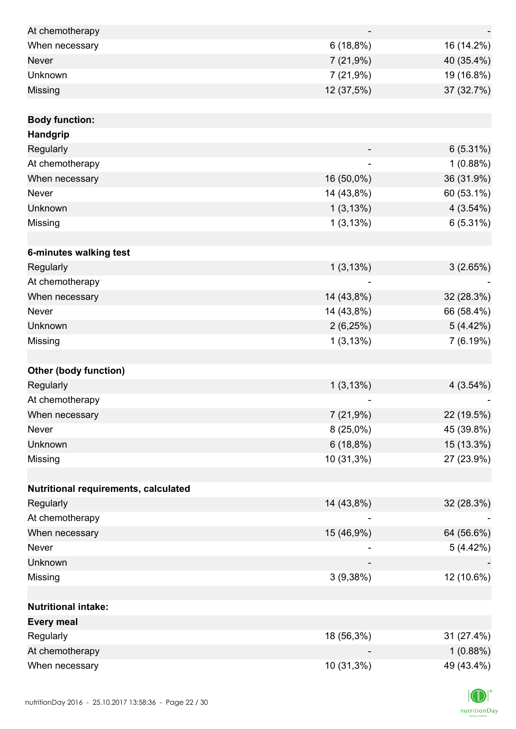| | | |
|---|---|---|
| At chemotherapy | - | - |
| When necessary | 6 (18,8%) | 16 (14.2%) |
| Never | 7 (21,9%) | 40 (35.4%) |
| Unknown | 7 (21,9%) | 19 (16.8%) |
| Missing | 12 (37,5%) | 37 (32.7%) |
| | | |
| **Body function:** | | |
| **Handgrip** | | |
| Regularly | - | 6 (5.31%) |
| At chemotherapy | - | 1 (0.88%) |
| When necessary | 16 (50,0%) | 36 (31.9%) |
| Never | 14 (43,8%) | 60 (53.1%) |
| Unknown | 1 (3,13%) | 4 (3.54%) |
| Missing | 1 (3,13%) | 6 (5.31%) |
| | | |
| **6-minutes walking test** | | |
| Regularly | 1 (3,13%) | 3 (2.65%) |
| At chemotherapy | - | - |
| When necessary | 14 (43,8%) | 32 (28.3%) |
| Never | 14 (43,8%) | 66 (58.4%) |
| Unknown | 2 (6,25%) | 5 (4.42%) |
| Missing | 1 (3,13%) | 7 (6.19%) |
| | | |
| **Other (body function)** | | |
| Regularly | 1 (3,13%) | 4 (3.54%) |
| At chemotherapy | - | - |
| When necessary | 7 (21,9%) | 22 (19.5%) |
| Never | 8 (25,0%) | 45 (39.8%) |
| Unknown | 6 (18,8%) | 15 (13.3%) |
| Missing | 10 (31,3%) | 27 (23.9%) |
| | | |
| **Nutritional requirements, calculated** | | |
| Regularly | 14 (43,8%) | 32 (28.3%) |
| At chemotherapy | - | - |
| When necessary | 15 (46,9%) | 64 (56.6%) |
| Never | - | 5 (4.42%) |
| Unknown | - | - |
| Missing | 3 (9,38%) | 12 (10.6%) |
| | | |
| **Nutritional intake:** | | |
| **Every meal** | | |
| Regularly | 18 (56,3%) | 31 (27.4%) |
| At chemotherapy | - | 1 (0.88%) |
| When necessary | 10 (31,3%) | 49 (43.4%) |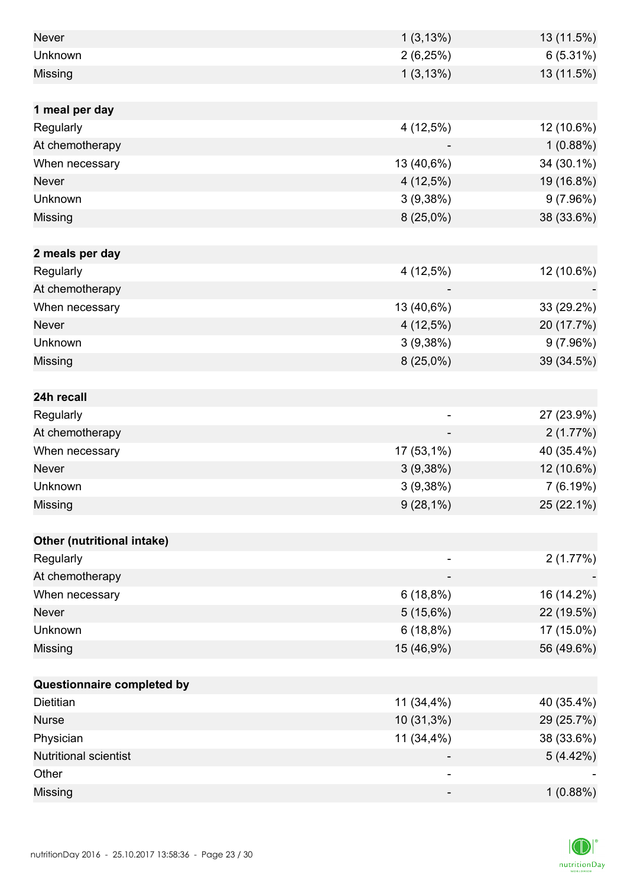| | | |
|---|---|---|
| Never | 1 (3,13%) | 13 (11.5%) |
| Unknown | 2 (6,25%) | 6 (5.31%) |
| Missing | 1 (3,13%) | 13 (11.5%) |
| | | |
| **1 meal per day** | | |
| Regularly | 4 (12,5%) | 12 (10.6%) |
| At chemotherapy | - | 1 (0.88%) |
| When necessary | 13 (40,6%) | 34 (30.1%) |
| Never | 4 (12,5%) | 19 (16.8%) |
| Unknown | 3 (9,38%) | 9 (7.96%) |
| Missing | 8 (25,0%) | 38 (33.6%) |
| | | |
| **2 meals per day** | | |
| Regularly | 4 (12,5%) | 12 (10.6%) |
| At chemotherapy | - | - |
| When necessary | 13 (40,6%) | 33 (29.2%) |
| Never | 4 (12,5%) | 20 (17.7%) |
| Unknown | 3 (9,38%) | 9 (7.96%) |
| Missing | 8 (25,0%) | 39 (34.5%) |
| | | |
| **24h recall** | | |
| Regularly | - | 27 (23.9%) |
| At chemotherapy | - | 2 (1.77%) |
| When necessary | 17 (53,1%) | 40 (35.4%) |
| Never | 3 (9,38%) | 12 (10.6%) |
| Unknown | 3 (9,38%) | 7 (6.19%) |
| Missing | 9 (28,1%) | 25 (22.1%) |
| | | |
| **Other (nutritional intake)** | | |
| Regularly | - | 2 (1.77%) |
| At chemotherapy | - | - |
| When necessary | 6 (18,8%) | 16 (14.2%) |
| Never | 5 (15,6%) | 22 (19.5%) |
| Unknown | 6 (18,8%) | 17 (15.0%) |
| Missing | 15 (46,9%) | 56 (49.6%) |
| | | |
| **Questionnaire completed by** | | |
| Dietitian | 11 (34,4%) | 40 (35.4%) |
| Nurse | 10 (31,3%) | 29 (25.7%) |
| Physician | 11 (34,4%) | 38 (33.6%) |
| Nutritional scientist | - | 5 (4.42%) |
| Other | - | - |
| Missing | - | 1 (0.88%) |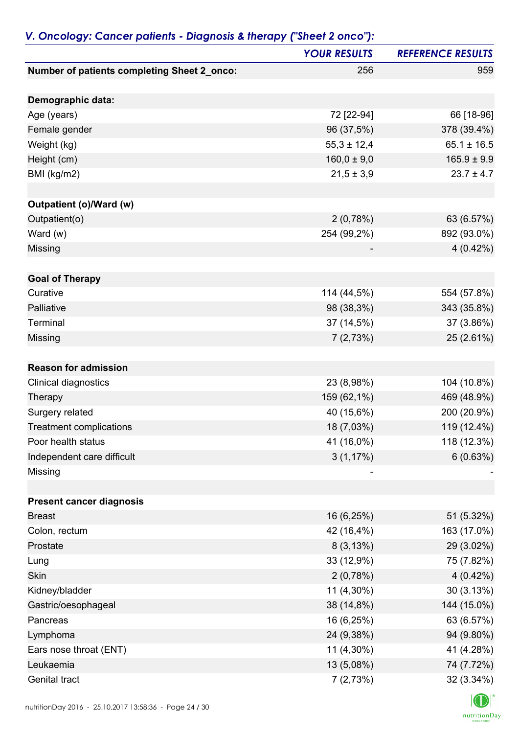## *V. Oncology: Cancer patients - Diagnosis & therapy ("Sheet 2 onco"):*

| | *YOUR RESULTS* | *REFERENCE RESULTS* |
|---|---|---|
| **Number of patients completing Sheet 2_onco:** | 256 | 959 |
| | | |
| **Demographic data:** | | |
| Age (years) | 72 [22-94] | 66 [18-96] |
| Female gender | 96 (37,5%) | 378 (39.4%) |
| Weight (kg) | 55,3 ± 12,4 | 65.1 ± 16.5 |
| Height (cm) | 160,0 ± 9,0 | 165.9 ± 9.9 |
| BMI (kg/m2) | 21,5 ± 3,9 | 23.7 ± 4.7 |
| | | |
| **Outpatient (o)/Ward (w)** | | |
| Outpatient(o) | 2 (0,78%) | 63 (6.57%) |
| Ward (w) | 254 (99,2%) | 892 (93.0%) |
| Missing | - | 4 (0.42%) |
| | | |
| **Goal of Therapy** | | |
| Curative | 114 (44,5%) | 554 (57.8%) |
| Palliative | 98 (38,3%) | 343 (35.8%) |
| Terminal | 37 (14,5%) | 37 (3.86%) |
| Missing | 7 (2,73%) | 25 (2.61%) |
| | | |
| **Reason for admission** | | |
| Clinical diagnostics | 23 (8,98%) | 104 (10.8%) |
| Therapy | 159 (62,1%) | 469 (48.9%) |
| Surgery related | 40 (15,6%) | 200 (20.9%) |
| Treatment complications | 18 (7,03%) | 119 (12.4%) |
| Poor health status | 41 (16,0%) | 118 (12.3%) |
| Independent care difficult | 3 (1,17%) | 6 (0.63%) |
| Missing | - | - |
| | | |
| **Present cancer diagnosis** | | |
| Breast | 16 (6,25%) | 51 (5.32%) |
| Colon, rectum | 42 (16,4%) | 163 (17.0%) |
| Prostate | 8 (3,13%) | 29 (3.02%) |
| Lung | 33 (12,9%) | 75 (7.82%) |
| Skin | 2 (0,78%) | 4 (0.42%) |
| Kidney/bladder | 11 (4,30%) | 30 (3.13%) |
| Gastric/oesophageal | 38 (14,8%) | 144 (15.0%) |
| Pancreas | 16 (6,25%) | 63 (6.57%) |
| Lymphoma | 24 (9,38%) | 94 (9.80%) |
| Ears nose throat (ENT) | 11 (4,30%) | 41 (4.28%) |
| Leukaemia | 13 (5,08%) | 74 (7.72%) |
| Genital tract | 7 (2,73%) | 32 (3.34%) |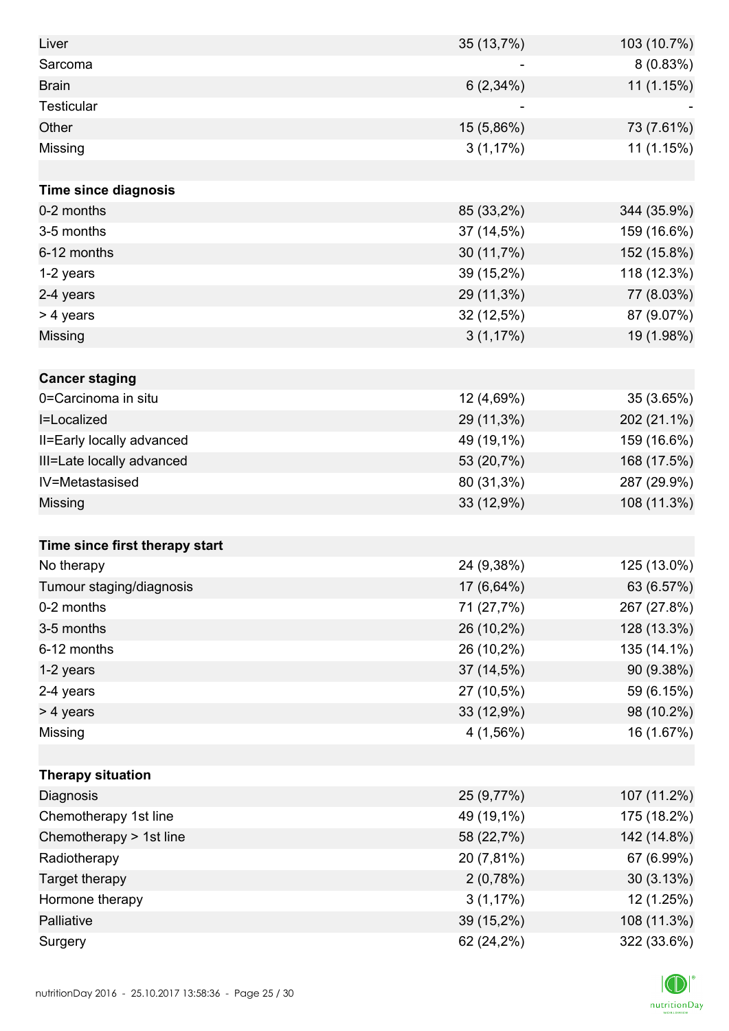| | | |
|---|---|---|
| Liver | 35 (13,7%) | 103 (10.7%) |
| Sarcoma | - | 8 (0.83%) |
| Brain | 6 (2,34%) | 11 (1.15%) |
| Testicular | - | - |
| Other | 15 (5,86%) | 73 (7.61%) |
| Missing | 3 (1,17%) | 11 (1.15%) |
| | | |
| **Time since diagnosis** | | |
| 0-2 months | 85 (33,2%) | 344 (35.9%) |
| 3-5 months | 37 (14,5%) | 159 (16.6%) |
| 6-12 months | 30 (11,7%) | 152 (15.8%) |
| 1-2 years | 39 (15,2%) | 118 (12.3%) |
| 2-4 years | 29 (11,3%) | 77 (8.03%) |
| > 4 years | 32 (12,5%) | 87 (9.07%) |
| Missing | 3 (1,17%) | 19 (1.98%) |
| | | |
| **Cancer staging** | | |
| 0=Carcinoma in situ | 12 (4,69%) | 35 (3.65%) |
| I=Localized | 29 (11,3%) | 202 (21.1%) |
| II=Early locally advanced | 49 (19,1%) | 159 (16.6%) |
| III=Late locally advanced | 53 (20,7%) | 168 (17.5%) |
| IV=Metastasised | 80 (31,3%) | 287 (29.9%) |
| Missing | 33 (12,9%) | 108 (11.3%) |
| | | |
| **Time since first therapy start** | | |
| No therapy | 24 (9,38%) | 125 (13.0%) |
| Tumour staging/diagnosis | 17 (6,64%) | 63 (6.57%) |
| 0-2 months | 71 (27,7%) | 267 (27.8%) |
| 3-5 months | 26 (10,2%) | 128 (13.3%) |
| 6-12 months | 26 (10,2%) | 135 (14.1%) |
| 1-2 years | 37 (14,5%) | 90 (9.38%) |
| 2-4 years | 27 (10,5%) | 59 (6.15%) |
| > 4 years | 33 (12,9%) | 98 (10.2%) |
| Missing | 4 (1,56%) | 16 (1.67%) |
| | | |
| **Therapy situation** | | |
| Diagnosis | 25 (9,77%) | 107 (11.2%) |
| Chemotherapy 1st line | 49 (19,1%) | 175 (18.2%) |
| Chemotherapy > 1st line | 58 (22,7%) | 142 (14.8%) |
| Radiotherapy | 20 (7,81%) | 67 (6.99%) |
| Target therapy | 2 (0,78%) | 30 (3.13%) |
| Hormone therapy | 3 (1,17%) | 12 (1.25%) |
| Palliative | 39 (15,2%) | 108 (11.3%) |
| Surgery | 62 (24,2%) | 322 (33.6%) |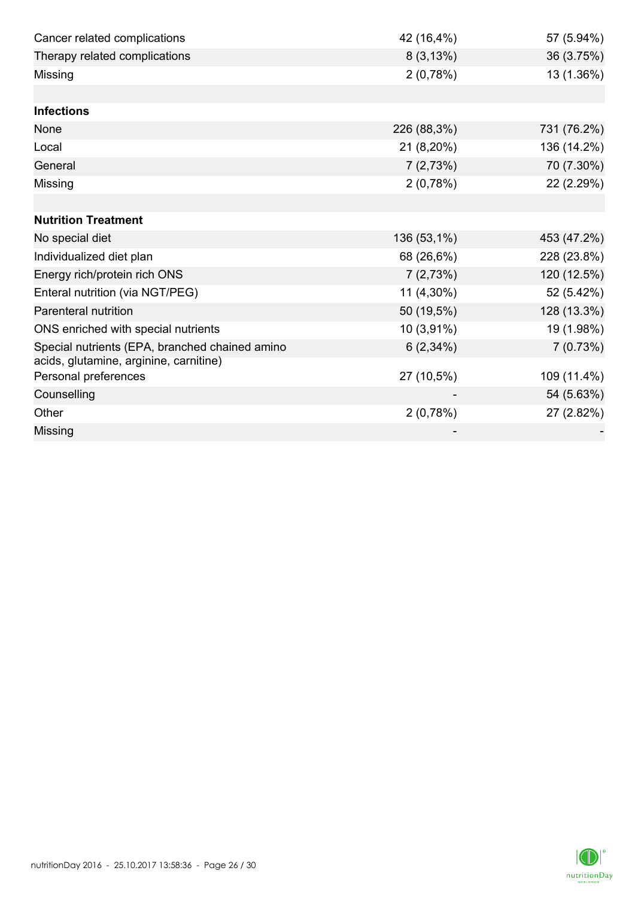| | | |
|---|---|---|
| Cancer related complications | 42 (16,4%) | 57 (5.94%) |
| Therapy related complications | 8 (3,13%) | 36 (3.75%) |
| Missing | 2 (0,78%) | 13 (1.36%) |
| | | |
| **Infections** | | |
| None | 226 (88,3%) | 731 (76.2%) |
| Local | 21 (8,20%) | 136 (14.2%) |
| General | 7 (2,73%) | 70 (7.30%) |
| Missing | 2 (0,78%) | 22 (2.29%) |
| | | |
| **Nutrition Treatment** | | |
| No special diet | 136 (53,1%) | 453 (47.2%) |
| Individualized diet plan | 68 (26,6%) | 228 (23.8%) |
| Energy rich/protein rich ONS | 7 (2,73%) | 120 (12.5%) |
| Enteral nutrition (via NGT/PEG) | 11 (4,30%) | 52 (5.42%) |
| Parenteral nutrition | 50 (19,5%) | 128 (13.3%) |
| ONS enriched with special nutrients | 10 (3,91%) | 19 (1.98%) |
| Special nutrients (EPA, branched chained amino acids, glutamine, arginine, carnitine) | 6 (2,34%) | 7 (0.73%) |
| Personal preferences | 27 (10,5%) | 109 (11.4%) |
| Counselling | - | 54 (5.63%) |
| Other | 2 (0,78%) | 27 (2.82%) |
| Missing | - | - |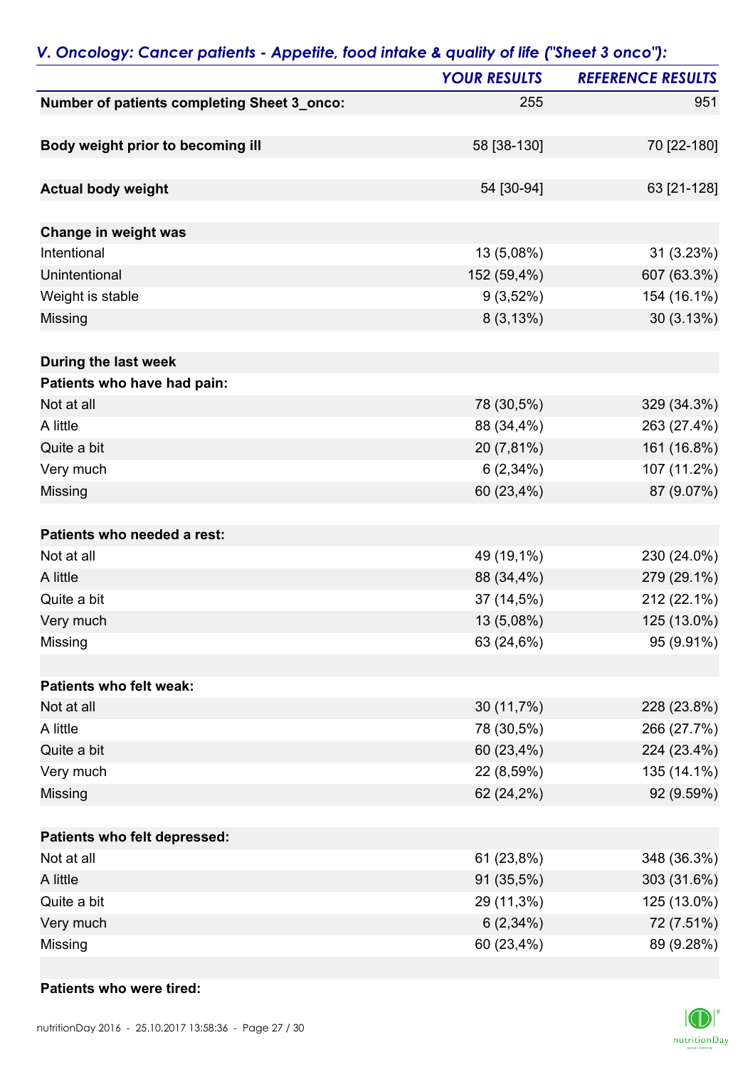## *V. Oncology: Cancer patients - Appetite, food intake & quality of life ("Sheet 3 onco"):*

| | *YOUR RESULTS* | *REFERENCE RESULTS* |
|---|---|---|
| **Number of patients completing Sheet 3_onco:** | 255 | 951 |
| | | |
| **Body weight prior to becoming ill** | 58 [38-130] | 70 [22-180] |
| | | |
| **Actual body weight** | 54 [30-94] | 63 [21-128] |
| | | |
| **Change in weight was** | | |
| Intentional | 13 (5,08%) | 31 (3.23%) |
| Unintentional | 152 (59,4%) | 607 (63.3%) |
| Weight is stable | 9 (3,52%) | 154 (16.1%) |
| Missing | 8 (3,13%) | 30 (3.13%) |
| | | |
| **During the last week** | | |
| **Patients who have had pain:** | | |
| Not at all | 78 (30,5%) | 329 (34.3%) |
| A little | 88 (34,4%) | 263 (27.4%) |
| Quite a bit | 20 (7,81%) | 161 (16.8%) |
| Very much | 6 (2,34%) | 107 (11.2%) |
| Missing | 60 (23,4%) | 87 (9.07%) |
| | | |
| **Patients who needed a rest:** | | |
| Not at all | 49 (19,1%) | 230 (24.0%) |
| A little | 88 (34,4%) | 279 (29.1%) |
| Quite a bit | 37 (14,5%) | 212 (22.1%) |
| Very much | 13 (5,08%) | 125 (13.0%) |
| Missing | 63 (24,6%) | 95 (9.91%) |
| | | |
| **Patients who felt weak:** | | |
| Not at all | 30 (11,7%) | 228 (23.8%) |
| A little | 78 (30,5%) | 266 (27.7%) |
| Quite a bit | 60 (23,4%) | 224 (23.4%) |
| Very much | 22 (8,59%) | 135 (14.1%) |
| Missing | 62 (24,2%) | 92 (9.59%) |
| | | |
| **Patients who felt depressed:** | | |
| Not at all | 61 (23,8%) | 348 (36.3%) |
| A little | 91 (35,5%) | 303 (31.6%) |
| Quite a bit | 29 (11,3%) | 125 (13.0%) |
| Very much | 6 (2,34%) | 72 (7.51%) |
| Missing | 60 (23,4%) | 89 (9.28%) |
| | | |
| **Patients who were tired:** | | |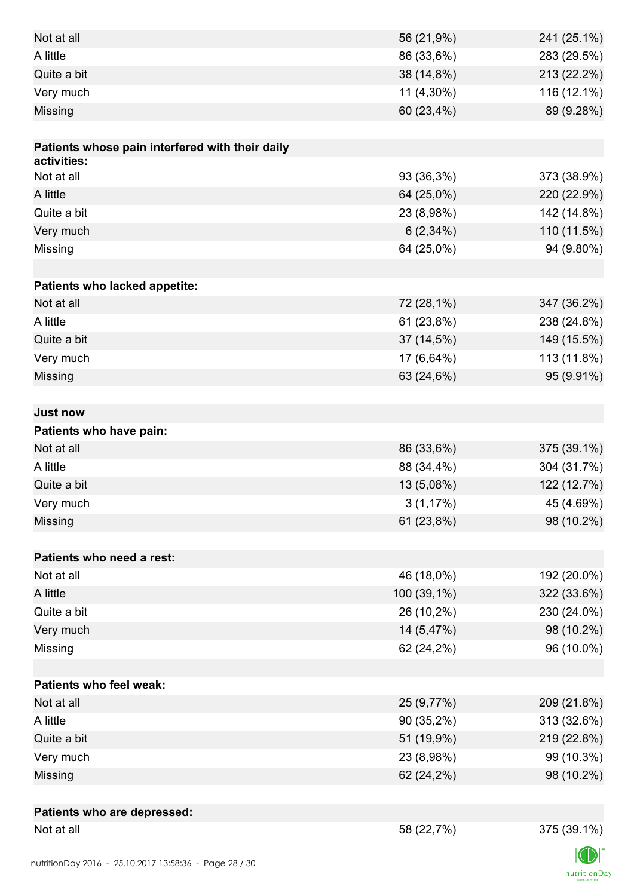| | | |
|---|---|---|
| Not at all | 56 (21,9%) | 241 (25.1%) |
| A little | 86 (33,6%) | 283 (29.5%) |
| Quite a bit | 38 (14,8%) | 213 (22.2%) |
| Very much | 11 (4,30%) | 116 (12.1%) |
| Missing | 60 (23,4%) | 89 (9.28%) |
| | | |
| **Patients whose pain interfered with their daily activities:** | | |
| Not at all | 93 (36,3%) | 373 (38.9%) |
| A little | 64 (25,0%) | 220 (22.9%) |
| Quite a bit | 23 (8,98%) | 142 (14.8%) |
| Very much | 6 (2,34%) | 110 (11.5%) |
| Missing | 64 (25,0%) | 94 (9.80%) |
| | | |
| **Patients who lacked appetite:** | | |
| Not at all | 72 (28,1%) | 347 (36.2%) |
| A little | 61 (23,8%) | 238 (24.8%) |
| Quite a bit | 37 (14,5%) | 149 (15.5%) |
| Very much | 17 (6,64%) | 113 (11.8%) |
| Missing | 63 (24,6%) | 95 (9.91%) |
| | | |
| **Just now** | | |
| **Patients who have pain:** | | |
| Not at all | 86 (33,6%) | 375 (39.1%) |
| A little | 88 (34,4%) | 304 (31.7%) |
| Quite a bit | 13 (5,08%) | 122 (12.7%) |
| Very much | 3 (1,17%) | 45 (4.69%) |
| Missing | 61 (23,8%) | 98 (10.2%) |
| | | |
| **Patients who need a rest:** | | |
| Not at all | 46 (18,0%) | 192 (20.0%) |
| A little | 100 (39,1%) | 322 (33.6%) |
| Quite a bit | 26 (10,2%) | 230 (24.0%) |
| Very much | 14 (5,47%) | 98 (10.2%) |
| Missing | 62 (24,2%) | 96 (10.0%) |
| | | |
| **Patients who feel weak:** | | |
| Not at all | 25 (9,77%) | 209 (21.8%) |
| A little | 90 (35,2%) | 313 (32.6%) |
| Quite a bit | 51 (19,9%) | 219 (22.8%) |
| Very much | 23 (8,98%) | 99 (10.3%) |
| Missing | 62 (24,2%) | 98 (10.2%) |
| | | |
| **Patients who are depressed:** | | |
| Not at all | 58 (22,7%) | 375 (39.1%) |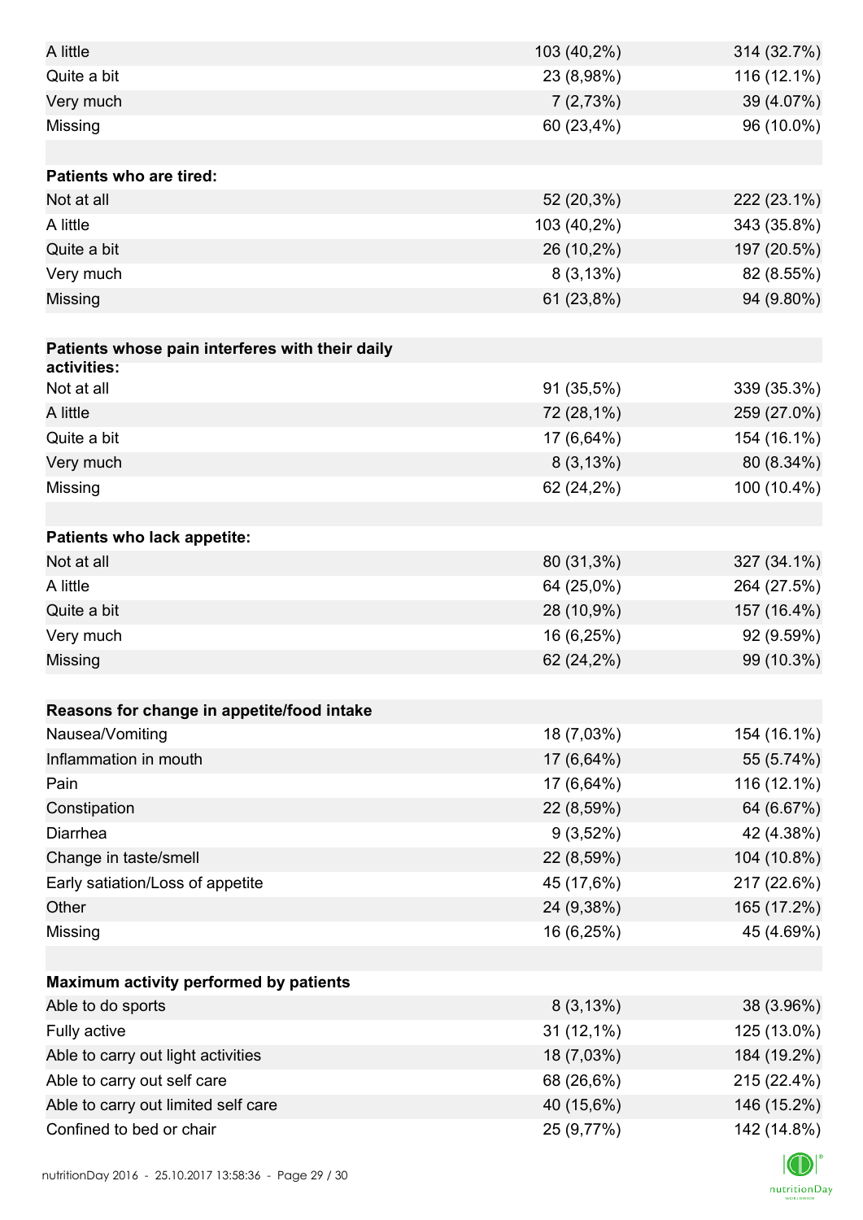| | | |
|---|---|---|
| A little | 103 (40,2%) | 314 (32.7%) |
| Quite a bit | 23 (8,98%) | 116 (12.1%) |
| Very much | 7 (2,73%) | 39 (4.07%) |
| Missing | 60 (23,4%) | 96 (10.0%) |
| | | |
| **Patients who are tired:** | | |
| Not at all | 52 (20,3%) | 222 (23.1%) |
| A little | 103 (40,2%) | 343 (35.8%) |
| Quite a bit | 26 (10,2%) | 197 (20.5%) |
| Very much | 8 (3,13%) | 82 (8.55%) |
| Missing | 61 (23,8%) | 94 (9.80%) |
| | | |
| **Patients whose pain interferes with their daily activities:** | | |
| Not at all | 91 (35,5%) | 339 (35.3%) |
| A little | 72 (28,1%) | 259 (27.0%) |
| Quite a bit | 17 (6,64%) | 154 (16.1%) |
| Very much | 8 (3,13%) | 80 (8.34%) |
| Missing | 62 (24,2%) | 100 (10.4%) |
| | | |
| **Patients who lack appetite:** | | |
| Not at all | 80 (31,3%) | 327 (34.1%) |
| A little | 64 (25,0%) | 264 (27.5%) |
| Quite a bit | 28 (10,9%) | 157 (16.4%) |
| Very much | 16 (6,25%) | 92 (9.59%) |
| Missing | 62 (24,2%) | 99 (10.3%) |
| | | |
| **Reasons for change in appetite/food intake** | | |
| Nausea/Vomiting | 18 (7,03%) | 154 (16.1%) |
| Inflammation in mouth | 17 (6,64%) | 55 (5.74%) |
| Pain | 17 (6,64%) | 116 (12.1%) |
| Constipation | 22 (8,59%) | 64 (6.67%) |
| Diarrhea | 9 (3,52%) | 42 (4.38%) |
| Change in taste/smell | 22 (8,59%) | 104 (10.8%) |
| Early satiation/Loss of appetite | 45 (17,6%) | 217 (22.6%) |
| Other | 24 (9,38%) | 165 (17.2%) |
| Missing | 16 (6,25%) | 45 (4.69%) |
| | | |
| **Maximum activity performed by patients** | | |
| Able to do sports | 8 (3,13%) | 38 (3.96%) |
| Fully active | 31 (12,1%) | 125 (13.0%) |
| Able to carry out light activities | 18 (7,03%) | 184 (19.2%) |
| Able to carry out self care | 68 (26,6%) | 215 (22.4%) |
| Able to carry out limited self care | 40 (15,6%) | 146 (15.2%) |
| Confined to bed or chair | 25 (9,77%) | 142 (14.8%) |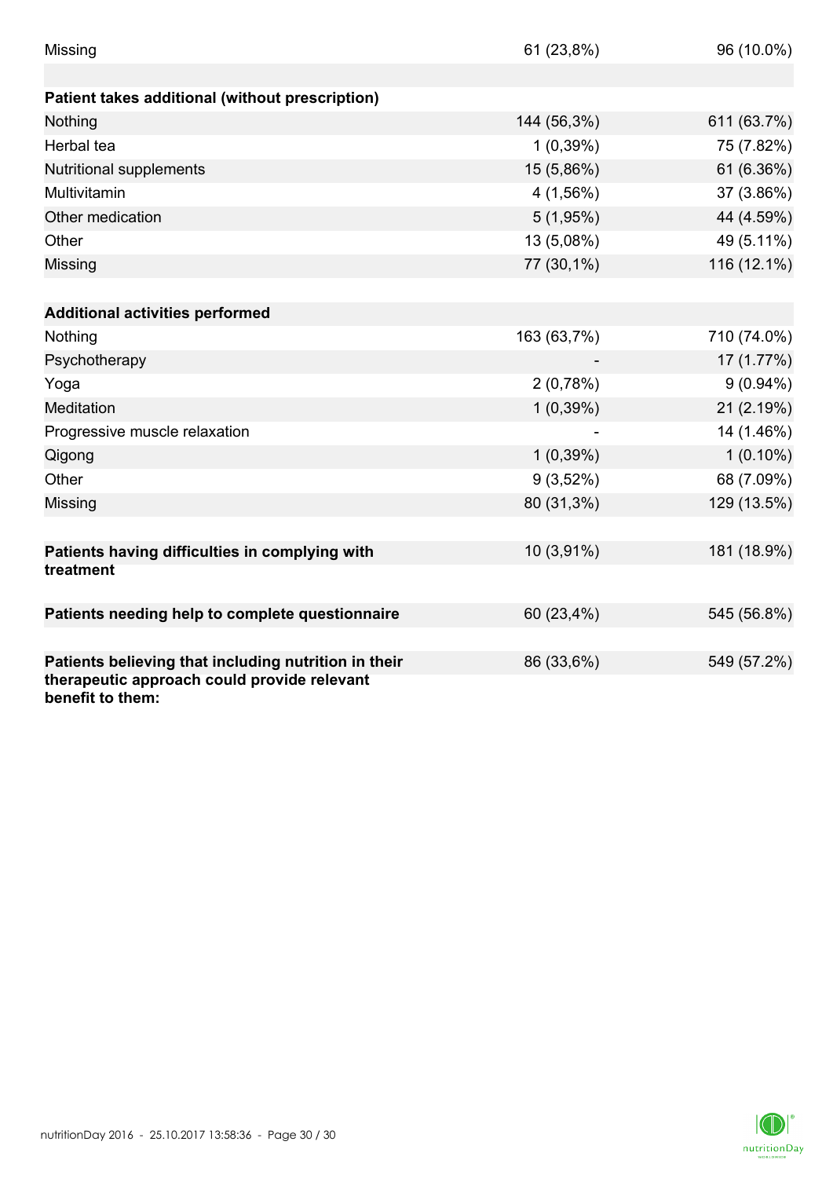| | | |
|---|---|---|
| Missing | 61 (23,8%) | 96 (10.0%) |
| | | |
| **Patient takes additional (without prescription)** | | |
| Nothing | 144 (56,3%) | 611 (63.7%) |
| Herbal tea | 1 (0,39%) | 75 (7.82%) |
| Nutritional supplements | 15 (5,86%) | 61 (6.36%) |
| Multivitamin | 4 (1,56%) | 37 (3.86%) |
| Other medication | 5 (1,95%) | 44 (4.59%) |
| Other | 13 (5,08%) | 49 (5.11%) |
| Missing | 77 (30,1%) | 116 (12.1%) |
| | | |
| **Additional activities performed** | | |
| Nothing | 163 (63,7%) | 710 (74.0%) |
| Psychotherapy | - | 17 (1.77%) |
| Yoga | 2 (0,78%) | 9 (0.94%) |
| Meditation | 1 (0,39%) | 21 (2.19%) |
| Progressive muscle relaxation | - | 14 (1.46%) |
| Qigong | 1 (0,39%) | 1 (0.10%) |
| Other | 9 (3,52%) | 68 (7.09%) |
| Missing | 80 (31,3%) | 129 (13.5%) |
| | | |
| **Patients having difficulties in complying with treatment** | 10 (3,91%) | 181 (18.9%) |
| | | |
| **Patients needing help to complete questionnaire** | 60 (23,4%) | 545 (56.8%) |
| | | |
| **Patients believing that including nutrition in their therapeutic approach could provide relevant benefit to them:** | 86 (33,6%) | 549 (57.2%) |